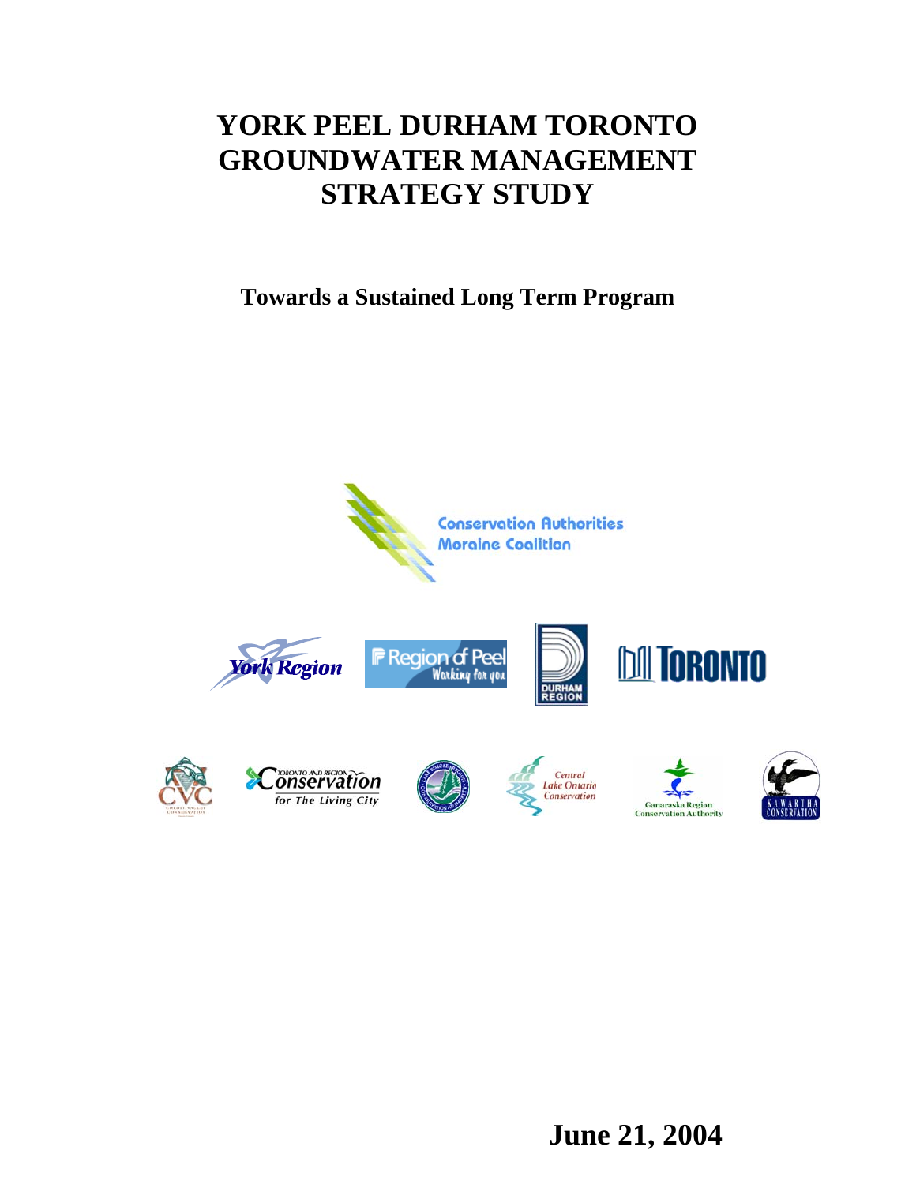# YORK PEEL DURHAM TORONTO GROUNDWATER MANAGEMENT STRATEGY STUDY

**Towards a Sustained Long Term Program**

Conservation Authorities Moraine Coalition

York Region

Region of Peel Working for you

Durham Region

Toronto

CVC Credit Valley Conservation

Toronto and Region Conservation for The Living City

Lake Simcoe Region Conservation Authority

Central Lake Ontario Conservation

Ganaraska Region Conservation Authority

Kawartha Conservation

**June 21, 2004**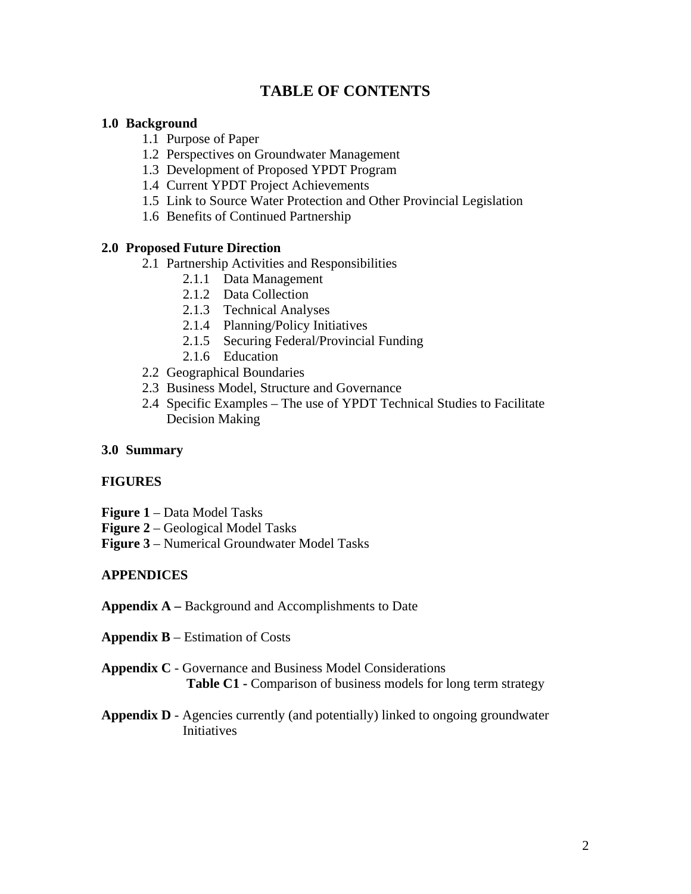# TABLE OF CONTENTS

**1.0 Background**

- 1.1 Purpose of Paper
- 1.2 Perspectives on Groundwater Management
- 1.3 Development of Proposed YPDT Program
- 1.4 Current YPDT Project Achievements
- 1.5 Link to Source Water Protection and Other Provincial Legislation
- 1.6 Benefits of Continued Partnership

**2.0 Proposed Future Direction**

- 2.1 Partnership Activities and Responsibilities
    - 2.1.1 Data Management
    - 2.1.2 Data Collection
    - 2.1.3 Technical Analyses
    - 2.1.4 Planning/Policy Initiatives
    - 2.1.5 Securing Federal/Provincial Funding
    - 2.1.6 Education
- 2.2 Geographical Boundaries
- 2.3 Business Model, Structure and Governance
- 2.4 Specific Examples – The use of YPDT Technical Studies to Facilitate Decision Making

**3.0 Summary**

**FIGURES**

**Figure 1** – Data Model Tasks
**Figure 2** – Geological Model Tasks
**Figure 3** – Numerical Groundwater Model Tasks

**APPENDICES**

**Appendix A –** Background and Accomplishments to Date

**Appendix B** – Estimation of Costs

**Appendix C** - Governance and Business Model Considerations
**Table C1 -** Comparison of business models for long term strategy

**Appendix D** - Agencies currently (and potentially) linked to ongoing groundwater Initiatives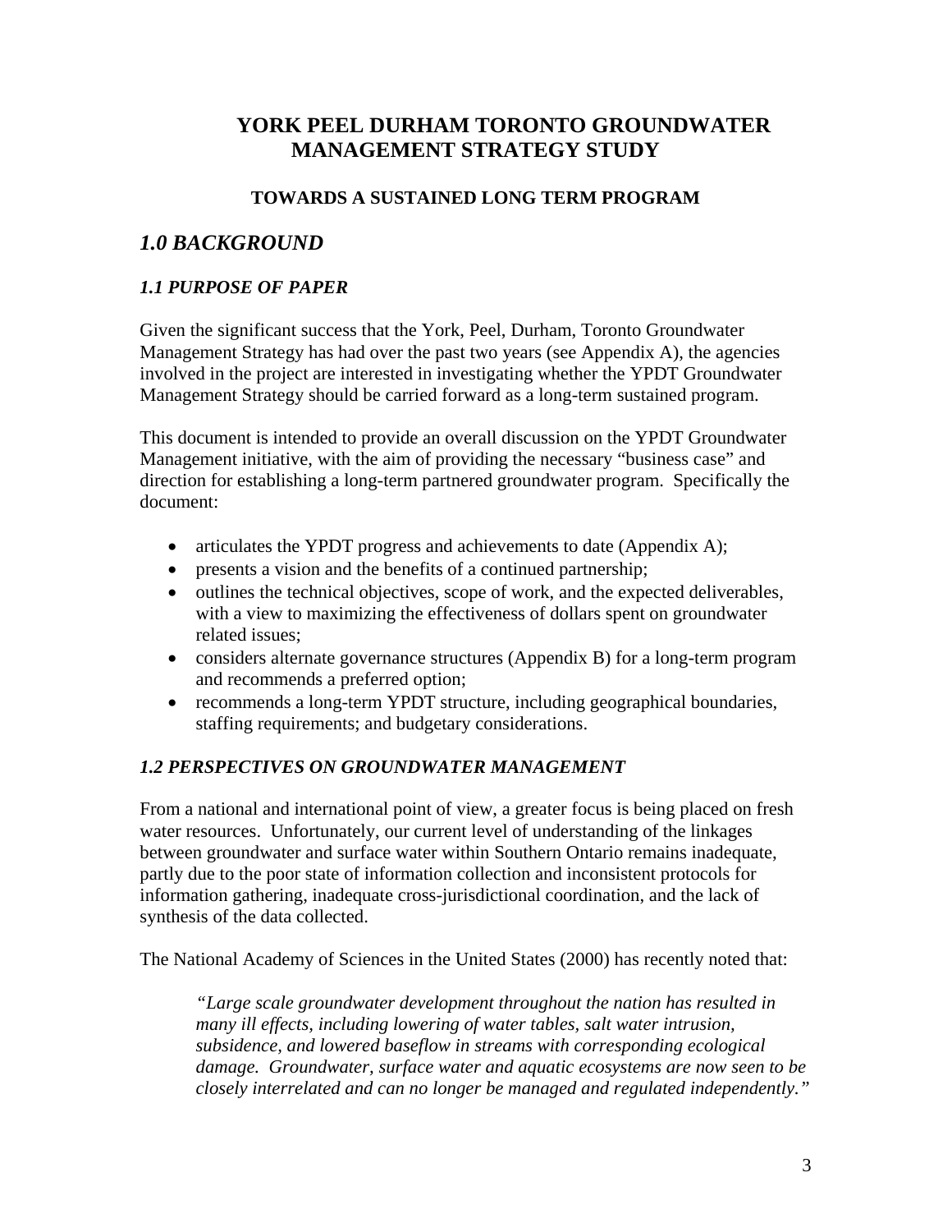# YORK PEEL DURHAM TORONTO GROUNDWATER MANAGEMENT STRATEGY STUDY

### TOWARDS A SUSTAINED LONG TERM PROGRAM

## *1.0 BACKGROUND*

### *1.1 PURPOSE OF PAPER*

Given the significant success that the York, Peel, Durham, Toronto Groundwater Management Strategy has had over the past two years (see Appendix A), the agencies involved in the project are interested in investigating whether the YPDT Groundwater Management Strategy should be carried forward as a long-term sustained program.

This document is intended to provide an overall discussion on the YPDT Groundwater Management initiative, with the aim of providing the necessary "business case" and direction for establishing a long-term partnered groundwater program. Specifically the document:

- articulates the YPDT progress and achievements to date (Appendix A);
- presents a vision and the benefits of a continued partnership;
- outlines the technical objectives, scope of work, and the expected deliverables, with a view to maximizing the effectiveness of dollars spent on groundwater related issues;
- considers alternate governance structures (Appendix B) for a long-term program and recommends a preferred option;
- recommends a long-term YPDT structure, including geographical boundaries, staffing requirements; and budgetary considerations.

### *1.2 PERSPECTIVES ON GROUNDWATER MANAGEMENT*

From a national and international point of view, a greater focus is being placed on fresh water resources. Unfortunately, our current level of understanding of the linkages between groundwater and surface water within Southern Ontario remains inadequate, partly due to the poor state of information collection and inconsistent protocols for information gathering, inadequate cross-jurisdictional coordination, and the lack of synthesis of the data collected.

The National Academy of Sciences in the United States (2000) has recently noted that:

> *"Large scale groundwater development throughout the nation has resulted in many ill effects, including lowering of water tables, salt water intrusion, subsidence, and lowered baseflow in streams with corresponding ecological damage. Groundwater, surface water and aquatic ecosystems are now seen to be closely interrelated and can no longer be managed and regulated independently."*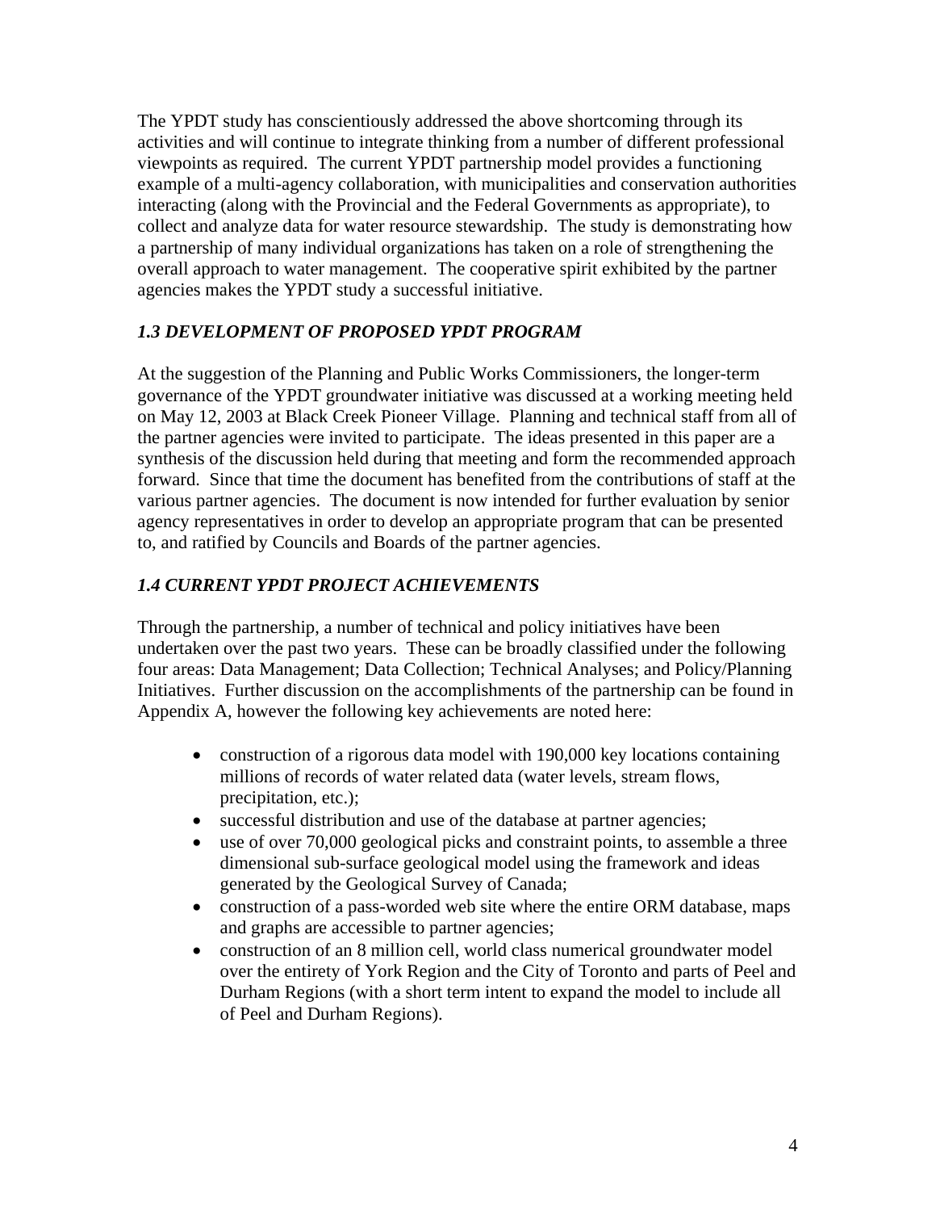The YPDT study has conscientiously addressed the above shortcoming through its activities and will continue to integrate thinking from a number of different professional viewpoints as required. The current YPDT partnership model provides a functioning example of a multi-agency collaboration, with municipalities and conservation authorities interacting (along with the Provincial and the Federal Governments as appropriate), to collect and analyze data for water resource stewardship. The study is demonstrating how a partnership of many individual organizations has taken on a role of strengthening the overall approach to water management. The cooperative spirit exhibited by the partner agencies makes the YPDT study a successful initiative.

### *1.3 DEVELOPMENT OF PROPOSED YPDT PROGRAM*

At the suggestion of the Planning and Public Works Commissioners, the longer-term governance of the YPDT groundwater initiative was discussed at a working meeting held on May 12, 2003 at Black Creek Pioneer Village. Planning and technical staff from all of the partner agencies were invited to participate. The ideas presented in this paper are a synthesis of the discussion held during that meeting and form the recommended approach forward. Since that time the document has benefited from the contributions of staff at the various partner agencies. The document is now intended for further evaluation by senior agency representatives in order to develop an appropriate program that can be presented to, and ratified by Councils and Boards of the partner agencies.

### *1.4 CURRENT YPDT PROJECT ACHIEVEMENTS*

Through the partnership, a number of technical and policy initiatives have been undertaken over the past two years. These can be broadly classified under the following four areas: Data Management; Data Collection; Technical Analyses; and Policy/Planning Initiatives. Further discussion on the accomplishments of the partnership can be found in Appendix A, however the following key achievements are noted here:

- construction of a rigorous data model with 190,000 key locations containing millions of records of water related data (water levels, stream flows, precipitation, etc.);
- successful distribution and use of the database at partner agencies;
- use of over 70,000 geological picks and constraint points, to assemble a three dimensional sub-surface geological model using the framework and ideas generated by the Geological Survey of Canada;
- construction of a pass-worded web site where the entire ORM database, maps and graphs are accessible to partner agencies;
- construction of an 8 million cell, world class numerical groundwater model over the entirety of York Region and the City of Toronto and parts of Peel and Durham Regions (with a short term intent to expand the model to include all of Peel and Durham Regions).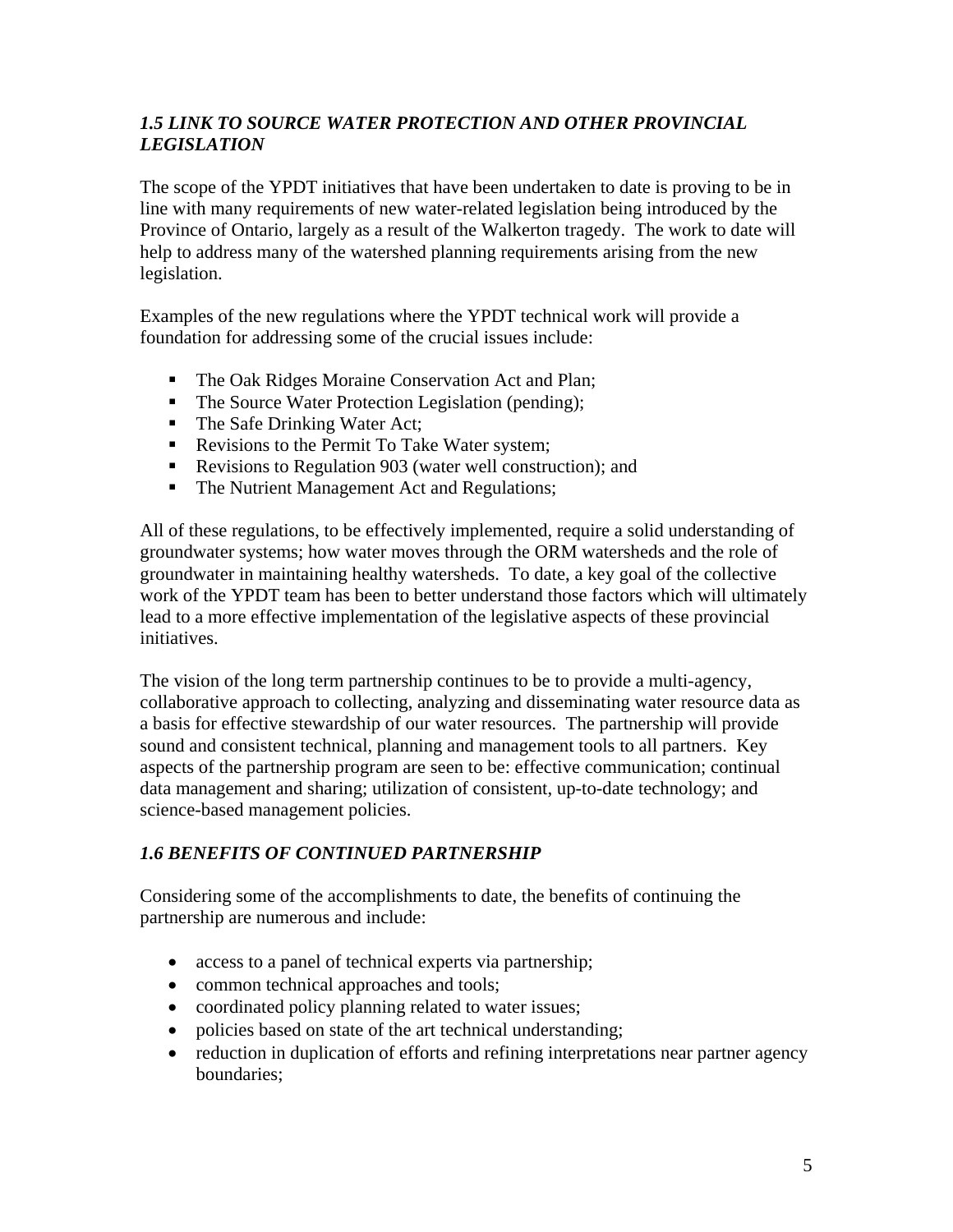### *1.5 LINK TO SOURCE WATER PROTECTION AND OTHER PROVINCIAL LEGISLATION*

The scope of the YPDT initiatives that have been undertaken to date is proving to be in line with many requirements of new water-related legislation being introduced by the Province of Ontario, largely as a result of the Walkerton tragedy. The work to date will help to address many of the watershed planning requirements arising from the new legislation.

Examples of the new regulations where the YPDT technical work will provide a foundation for addressing some of the crucial issues include:

- The Oak Ridges Moraine Conservation Act and Plan;
- The Source Water Protection Legislation (pending);
- The Safe Drinking Water Act;
- Revisions to the Permit To Take Water system;
- Revisions to Regulation 903 (water well construction); and
- The Nutrient Management Act and Regulations;

All of these regulations, to be effectively implemented, require a solid understanding of groundwater systems; how water moves through the ORM watersheds and the role of groundwater in maintaining healthy watersheds. To date, a key goal of the collective work of the YPDT team has been to better understand those factors which will ultimately lead to a more effective implementation of the legislative aspects of these provincial initiatives.

The vision of the long term partnership continues to be to provide a multi-agency, collaborative approach to collecting, analyzing and disseminating water resource data as a basis for effective stewardship of our water resources. The partnership will provide sound and consistent technical, planning and management tools to all partners. Key aspects of the partnership program are seen to be: effective communication; continual data management and sharing; utilization of consistent, up-to-date technology; and science-based management policies.

### *1.6 BENEFITS OF CONTINUED PARTNERSHIP*

Considering some of the accomplishments to date, the benefits of continuing the partnership are numerous and include:

- access to a panel of technical experts via partnership;
- common technical approaches and tools;
- coordinated policy planning related to water issues;
- policies based on state of the art technical understanding;
- reduction in duplication of efforts and refining interpretations near partner agency boundaries;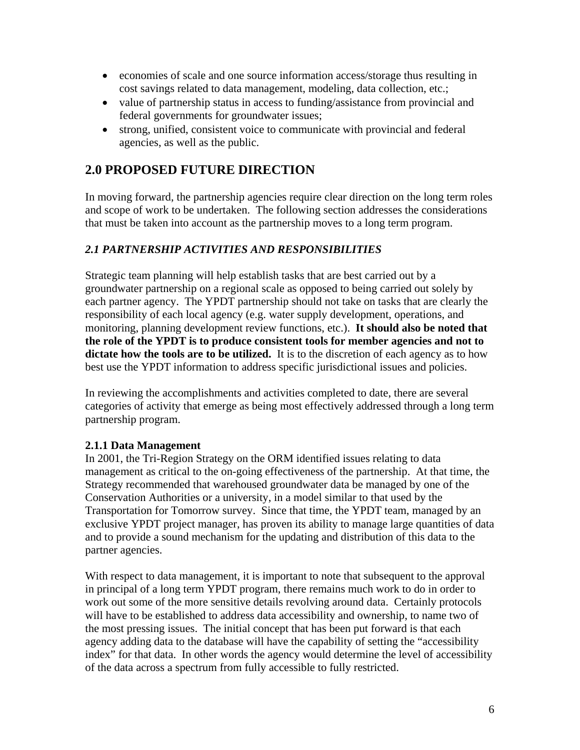- economies of scale and one source information access/storage thus resulting in cost savings related to data management, modeling, data collection, etc.;
- value of partnership status in access to funding/assistance from provincial and federal governments for groundwater issues;
- strong, unified, consistent voice to communicate with provincial and federal agencies, as well as the public.

# 2.0 PROPOSED FUTURE DIRECTION

In moving forward, the partnership agencies require clear direction on the long term roles and scope of work to be undertaken. The following section addresses the considerations that must be taken into account as the partnership moves to a long term program.

## *2.1 PARTNERSHIP ACTIVITIES AND RESPONSIBILITIES*

Strategic team planning will help establish tasks that are best carried out by a groundwater partnership on a regional scale as opposed to being carried out solely by each partner agency. The YPDT partnership should not take on tasks that are clearly the responsibility of each local agency (e.g. water supply development, operations, and monitoring, planning development review functions, etc.). **It should also be noted that the role of the YPDT is to produce consistent tools for member agencies and not to dictate how the tools are to be utilized.** It is to the discretion of each agency as to how best use the YPDT information to address specific jurisdictional issues and policies.

In reviewing the accomplishments and activities completed to date, there are several categories of activity that emerge as being most effectively addressed through a long term partnership program.

### 2.1.1 Data Management

In 2001, the Tri-Region Strategy on the ORM identified issues relating to data management as critical to the on-going effectiveness of the partnership. At that time, the Strategy recommended that warehoused groundwater data be managed by one of the Conservation Authorities or a university, in a model similar to that used by the Transportation for Tomorrow survey. Since that time, the YPDT team, managed by an exclusive YPDT project manager, has proven its ability to manage large quantities of data and to provide a sound mechanism for the updating and distribution of this data to the partner agencies.

With respect to data management, it is important to note that subsequent to the approval in principal of a long term YPDT program, there remains much work to do in order to work out some of the more sensitive details revolving around data. Certainly protocols will have to be established to address data accessibility and ownership, to name two of the most pressing issues. The initial concept that has been put forward is that each agency adding data to the database will have the capability of setting the "accessibility index" for that data. In other words the agency would determine the level of accessibility of the data across a spectrum from fully accessible to fully restricted.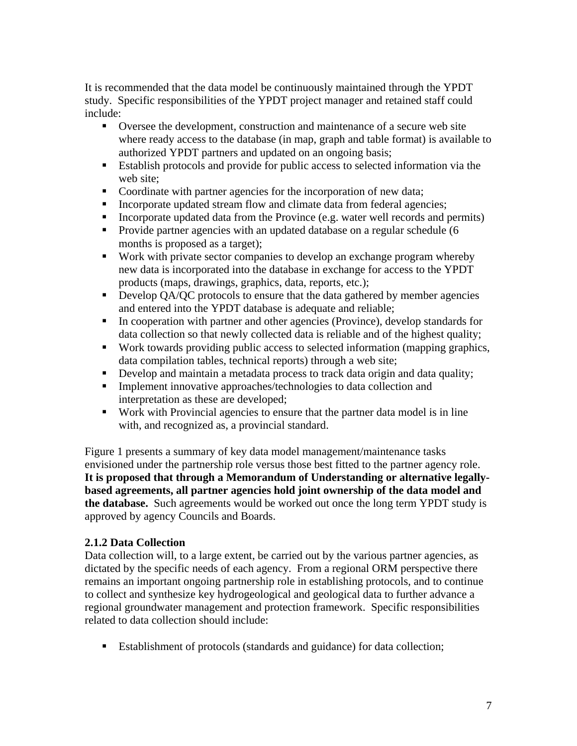It is recommended that the data model be continuously maintained through the YPDT study. Specific responsibilities of the YPDT project manager and retained staff could include:

- Oversee the development, construction and maintenance of a secure web site where ready access to the database (in map, graph and table format) is available to authorized YPDT partners and updated on an ongoing basis;
- Establish protocols and provide for public access to selected information via the web site;
- Coordinate with partner agencies for the incorporation of new data;
- Incorporate updated stream flow and climate data from federal agencies;
- Incorporate updated data from the Province (e.g. water well records and permits)
- Provide partner agencies with an updated database on a regular schedule (6 months is proposed as a target);
- Work with private sector companies to develop an exchange program whereby new data is incorporated into the database in exchange for access to the YPDT products (maps, drawings, graphics, data, reports, etc.);
- Develop QA/QC protocols to ensure that the data gathered by member agencies and entered into the YPDT database is adequate and reliable;
- In cooperation with partner and other agencies (Province), develop standards for data collection so that newly collected data is reliable and of the highest quality;
- Work towards providing public access to selected information (mapping graphics, data compilation tables, technical reports) through a web site;
- Develop and maintain a metadata process to track data origin and data quality;
- Implement innovative approaches/technologies to data collection and interpretation as these are developed;
- Work with Provincial agencies to ensure that the partner data model is in line with, and recognized as, a provincial standard.

Figure 1 presents a summary of key data model management/maintenance tasks envisioned under the partnership role versus those best fitted to the partner agency role. **It is proposed that through a Memorandum of Understanding or alternative legally-based agreements, all partner agencies hold joint ownership of the data model and the database.** Such agreements would be worked out once the long term YPDT study is approved by agency Councils and Boards.

### 2.1.2 Data Collection

Data collection will, to a large extent, be carried out by the various partner agencies, as dictated by the specific needs of each agency. From a regional ORM perspective there remains an important ongoing partnership role in establishing protocols, and to continue to collect and synthesize key hydrogeological and geological data to further advance a regional groundwater management and protection framework. Specific responsibilities related to data collection should include:

- Establishment of protocols (standards and guidance) for data collection;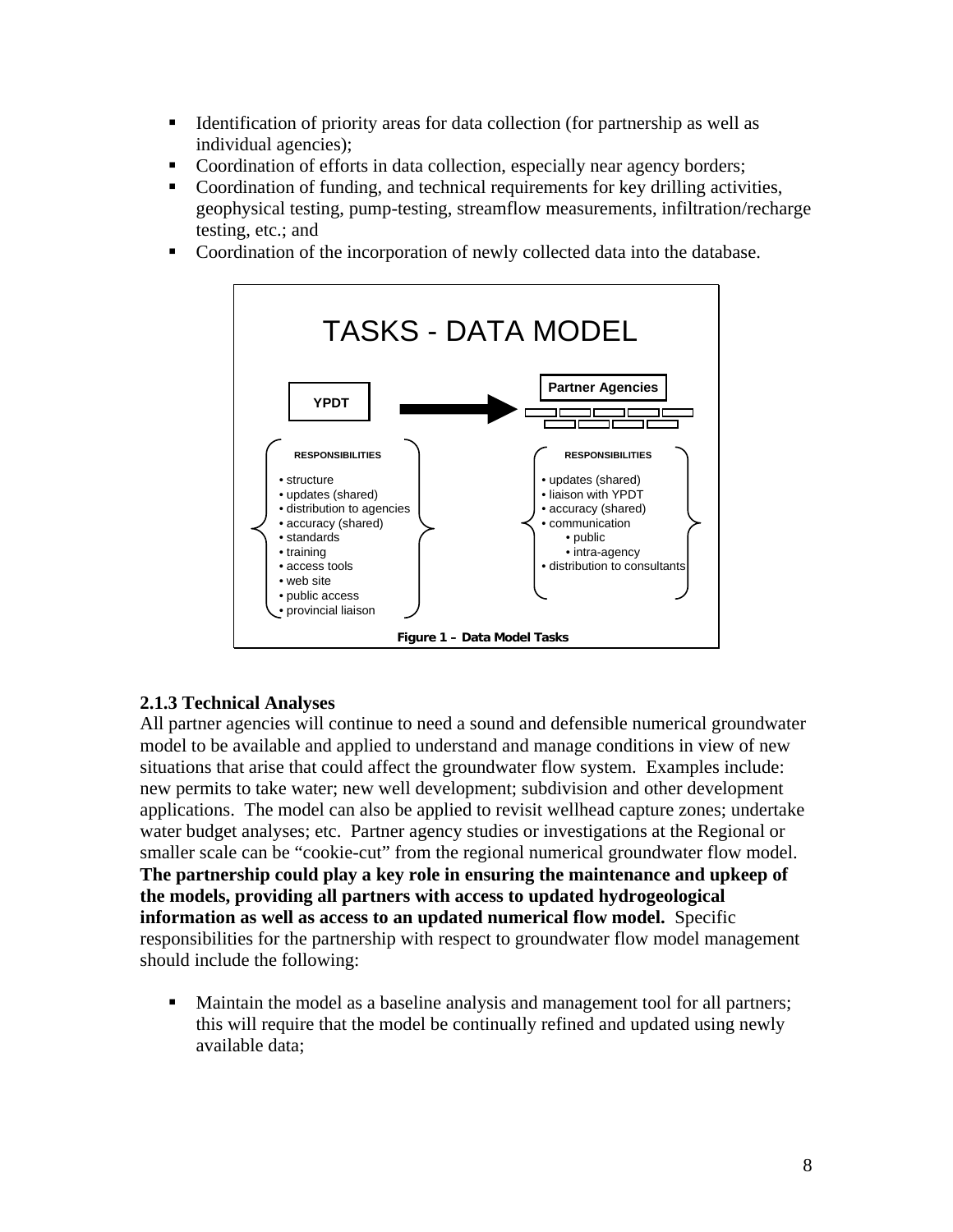- Identification of priority areas for data collection (for partnership as well as individual agencies);
- Coordination of efforts in data collection, especially near agency borders;
- Coordination of funding, and technical requirements for key drilling activities, geophysical testing, pump-testing, streamflow measurements, infiltration/recharge testing, etc.; and
- Coordination of the incorporation of newly collected data into the database.

TASKS - DATA MODEL

YPDT → Partner Agencies

| YPDT RESPONSIBILITIES | Partner Agencies RESPONSIBILITIES |
|---|---|
| • structure | • updates (shared) |
| • updates (shared) | • liaison with YPDT |
| • distribution to agencies | • accuracy (shared) |
| • accuracy (shared) | • communication |
| • standards | • public |
| • training | • intra-agency |
| • access tools | • distribution to consultants |
| • web site | |
| • public access | |
| • provincial liaison | |

**Figure 1 – Data Model Tasks**

### 2.1.3 Technical Analyses

All partner agencies will continue to need a sound and defensible numerical groundwater model to be available and applied to understand and manage conditions in view of new situations that arise that could affect the groundwater flow system. Examples include: new permits to take water; new well development; subdivision and other development applications. The model can also be applied to revisit wellhead capture zones; undertake water budget analyses; etc. Partner agency studies or investigations at the Regional or smaller scale can be "cookie-cut" from the regional numerical groundwater flow model. **The partnership could play a key role in ensuring the maintenance and upkeep of the models, providing all partners with access to updated hydrogeological information as well as access to an updated numerical flow model.** Specific responsibilities for the partnership with respect to groundwater flow model management should include the following:

- Maintain the model as a baseline analysis and management tool for all partners; this will require that the model be continually refined and updated using newly available data;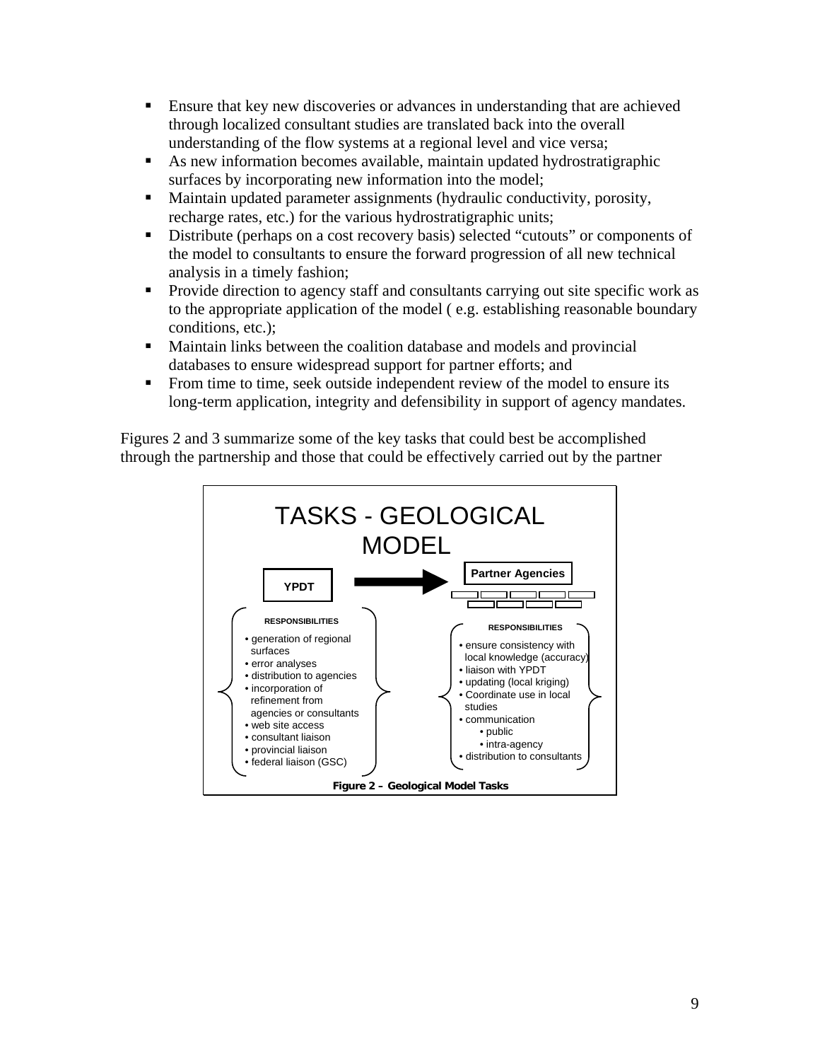- Ensure that key new discoveries or advances in understanding that are achieved through localized consultant studies are translated back into the overall understanding of the flow systems at a regional level and vice versa;
- As new information becomes available, maintain updated hydrostratigraphic surfaces by incorporating new information into the model;
- Maintain updated parameter assignments (hydraulic conductivity, porosity, recharge rates, etc.) for the various hydrostratigraphic units;
- Distribute (perhaps on a cost recovery basis) selected "cutouts" or components of the model to consultants to ensure the forward progression of all new technical analysis in a timely fashion;
- Provide direction to agency staff and consultants carrying out site specific work as to the appropriate application of the model ( e.g. establishing reasonable boundary conditions, etc.);
- Maintain links between the coalition database and models and provincial databases to ensure widespread support for partner efforts; and
- From time to time, seek outside independent review of the model to ensure its long-term application, integrity and defensibility in support of agency mandates.

Figures 2 and 3 summarize some of the key tasks that could best be accomplished through the partnership and those that could be effectively carried out by the partner

TASKS - GEOLOGICAL MODEL

**YPDT** → **Partner Agencies**

| YPDT RESPONSIBILITIES | Partner Agencies RESPONSIBILITIES |
|---|---|
| • generation of regional surfaces<br>• error analyses<br>• distribution to agencies<br>• incorporation of refinement from agencies or consultants<br>• web site access<br>• consultant liaison<br>• provincial liaison<br>• federal liaison (GSC) | • ensure consistency with local knowledge (accuracy)<br>• liaison with YPDT<br>• updating (local kriging)<br>• Coordinate use in local studies<br>• communication<br>  • public<br>  • intra-agency<br>• distribution to consultants |

**Figure 2 – Geological Model Tasks**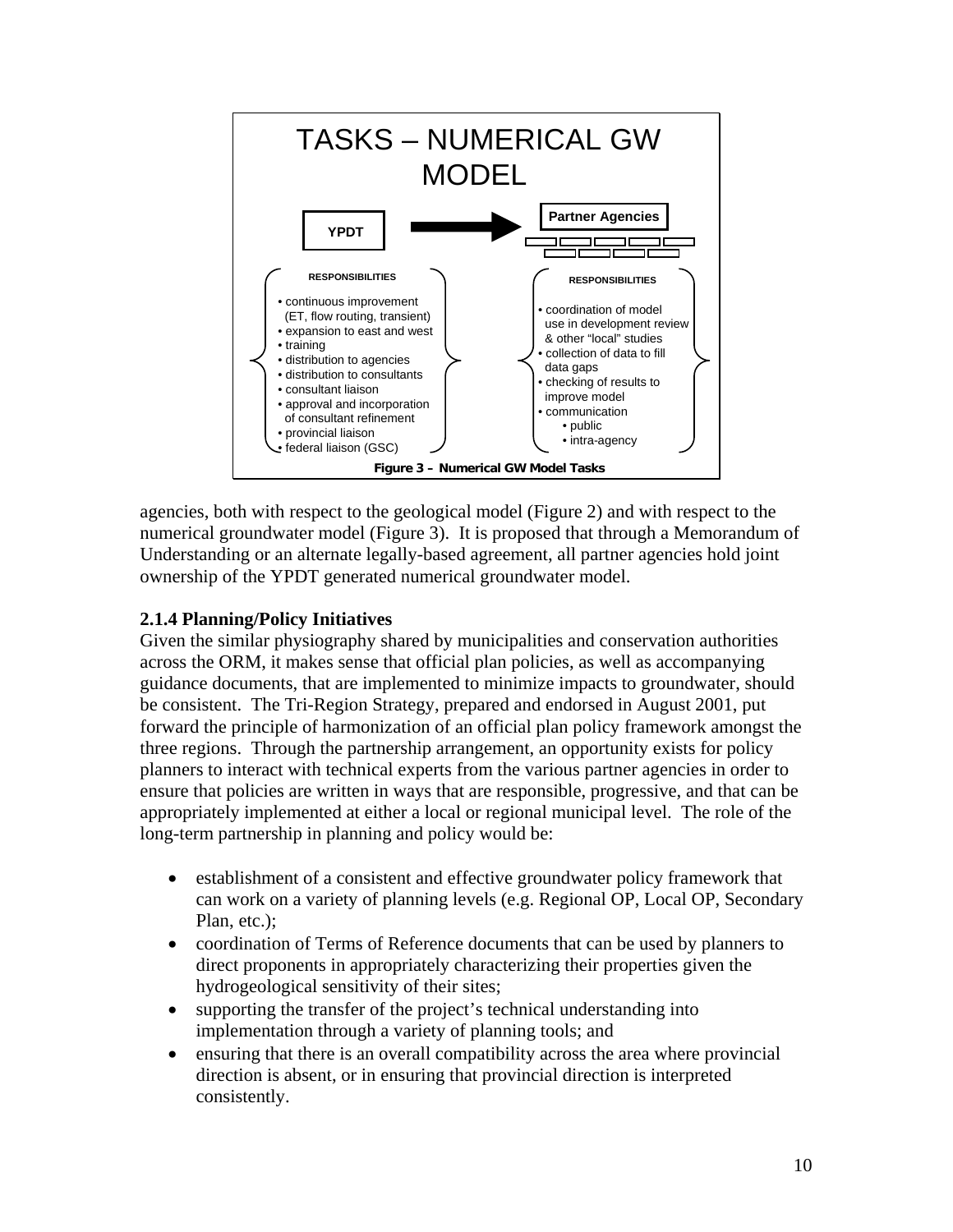TASKS – NUMERICAL GW MODEL

**YPDT** → **Partner Agencies**

**RESPONSIBILITIES** (YPDT)

- continuous improvement (ET, flow routing, transient)
- expansion to east and west
- training
- distribution to agencies
- distribution to consultants
- consultant liaison
- approval and incorporation of consultant refinement
- provincial liaison
- federal liaison (GSC)

**RESPONSIBILITIES** (Partner Agencies)

- coordination of model use in development review & other "local" studies
- collection of data to fill data gaps
- checking of results to improve model
- communication
  - public
  - intra-agency

**Figure 3 – Numerical GW Model Tasks**

agencies, both with respect to the geological model (Figure 2) and with respect to the numerical groundwater model (Figure 3). It is proposed that through a Memorandum of Understanding or an alternate legally-based agreement, all partner agencies hold joint ownership of the YPDT generated numerical groundwater model.

### 2.1.4 Planning/Policy Initiatives

Given the similar physiography shared by municipalities and conservation authorities across the ORM, it makes sense that official plan policies, as well as accompanying guidance documents, that are implemented to minimize impacts to groundwater, should be consistent. The Tri-Region Strategy, prepared and endorsed in August 2001, put forward the principle of harmonization of an official plan policy framework amongst the three regions. Through the partnership arrangement, an opportunity exists for policy planners to interact with technical experts from the various partner agencies in order to ensure that policies are written in ways that are responsible, progressive, and that can be appropriately implemented at either a local or regional municipal level. The role of the long-term partnership in planning and policy would be:

- establishment of a consistent and effective groundwater policy framework that can work on a variety of planning levels (e.g. Regional OP, Local OP, Secondary Plan, etc.);
- coordination of Terms of Reference documents that can be used by planners to direct proponents in appropriately characterizing their properties given the hydrogeological sensitivity of their sites;
- supporting the transfer of the project's technical understanding into implementation through a variety of planning tools; and
- ensuring that there is an overall compatibility across the area where provincial direction is absent, or in ensuring that provincial direction is interpreted consistently.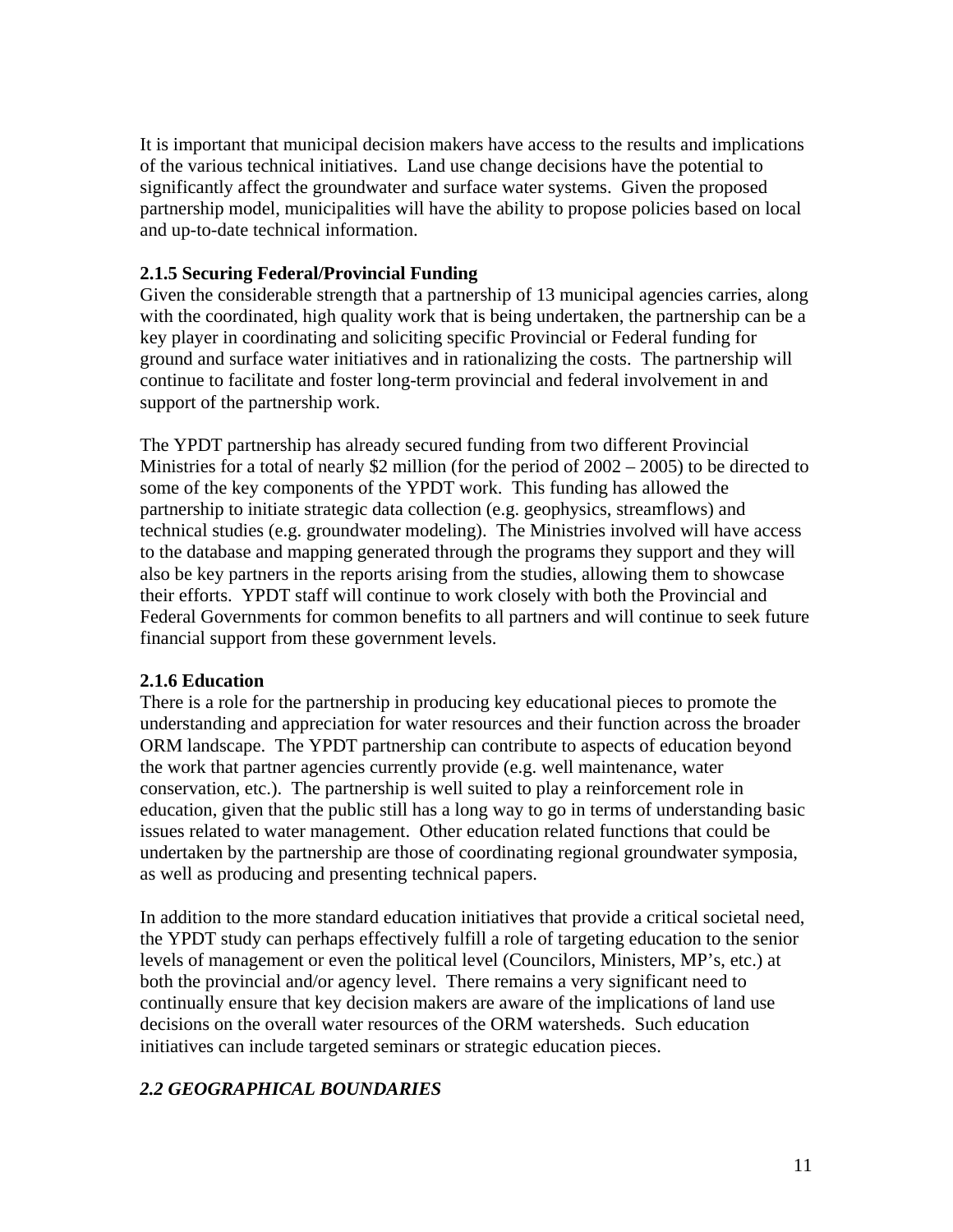It is important that municipal decision makers have access to the results and implications of the various technical initiatives. Land use change decisions have the potential to significantly affect the groundwater and surface water systems. Given the proposed partnership model, municipalities will have the ability to propose policies based on local and up-to-date technical information.

### 2.1.5 Securing Federal/Provincial Funding

Given the considerable strength that a partnership of 13 municipal agencies carries, along with the coordinated, high quality work that is being undertaken, the partnership can be a key player in coordinating and soliciting specific Provincial or Federal funding for ground and surface water initiatives and in rationalizing the costs. The partnership will continue to facilitate and foster long-term provincial and federal involvement in and support of the partnership work.

The YPDT partnership has already secured funding from two different Provincial Ministries for a total of nearly $2 million (for the period of 2002 – 2005) to be directed to some of the key components of the YPDT work. This funding has allowed the partnership to initiate strategic data collection (e.g. geophysics, streamflows) and technical studies (e.g. groundwater modeling). The Ministries involved will have access to the database and mapping generated through the programs they support and they will also be key partners in the reports arising from the studies, allowing them to showcase their efforts. YPDT staff will continue to work closely with both the Provincial and Federal Governments for common benefits to all partners and will continue to seek future financial support from these government levels.

### 2.1.6 Education

There is a role for the partnership in producing key educational pieces to promote the understanding and appreciation for water resources and their function across the broader ORM landscape. The YPDT partnership can contribute to aspects of education beyond the work that partner agencies currently provide (e.g. well maintenance, water conservation, etc.). The partnership is well suited to play a reinforcement role in education, given that the public still has a long way to go in terms of understanding basic issues related to water management. Other education related functions that could be undertaken by the partnership are those of coordinating regional groundwater symposia, as well as producing and presenting technical papers.

In addition to the more standard education initiatives that provide a critical societal need, the YPDT study can perhaps effectively fulfill a role of targeting education to the senior levels of management or even the political level (Councilors, Ministers, MP's, etc.) at both the provincial and/or agency level. There remains a very significant need to continually ensure that key decision makers are aware of the implications of land use decisions on the overall water resources of the ORM watersheds. Such education initiatives can include targeted seminars or strategic education pieces.

## *2.2 GEOGRAPHICAL BOUNDARIES*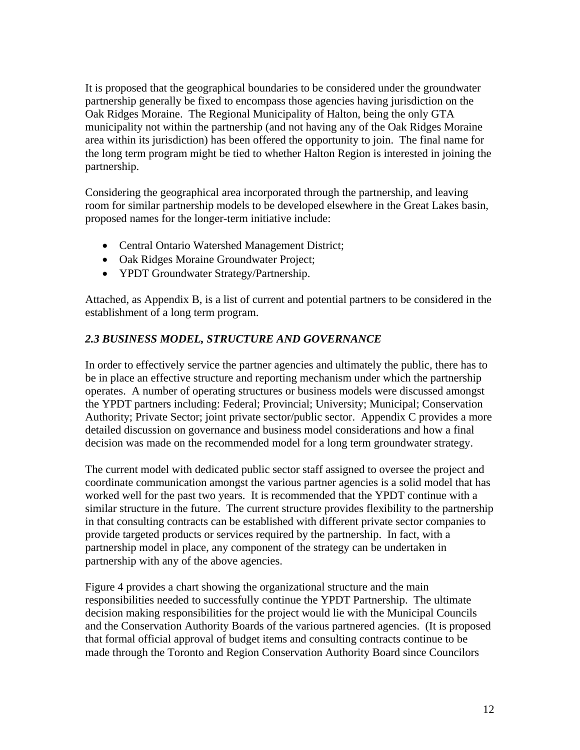It is proposed that the geographical boundaries to be considered under the groundwater partnership generally be fixed to encompass those agencies having jurisdiction on the Oak Ridges Moraine. The Regional Municipality of Halton, being the only GTA municipality not within the partnership (and not having any of the Oak Ridges Moraine area within its jurisdiction) has been offered the opportunity to join. The final name for the long term program might be tied to whether Halton Region is interested in joining the partnership.

Considering the geographical area incorporated through the partnership, and leaving room for similar partnership models to be developed elsewhere in the Great Lakes basin, proposed names for the longer-term initiative include:

- Central Ontario Watershed Management District;
- Oak Ridges Moraine Groundwater Project;
- YPDT Groundwater Strategy/Partnership.

Attached, as Appendix B, is a list of current and potential partners to be considered in the establishment of a long term program.

### *2.3 BUSINESS MODEL, STRUCTURE AND GOVERNANCE*

In order to effectively service the partner agencies and ultimately the public, there has to be in place an effective structure and reporting mechanism under which the partnership operates. A number of operating structures or business models were discussed amongst the YPDT partners including: Federal; Provincial; University; Municipal; Conservation Authority; Private Sector; joint private sector/public sector. Appendix C provides a more detailed discussion on governance and business model considerations and how a final decision was made on the recommended model for a long term groundwater strategy.

The current model with dedicated public sector staff assigned to oversee the project and coordinate communication amongst the various partner agencies is a solid model that has worked well for the past two years. It is recommended that the YPDT continue with a similar structure in the future. The current structure provides flexibility to the partnership in that consulting contracts can be established with different private sector companies to provide targeted products or services required by the partnership. In fact, with a partnership model in place, any component of the strategy can be undertaken in partnership with any of the above agencies.

Figure 4 provides a chart showing the organizational structure and the main responsibilities needed to successfully continue the YPDT Partnership. The ultimate decision making responsibilities for the project would lie with the Municipal Councils and the Conservation Authority Boards of the various partnered agencies. (It is proposed that formal official approval of budget items and consulting contracts continue to be made through the Toronto and Region Conservation Authority Board since Councilors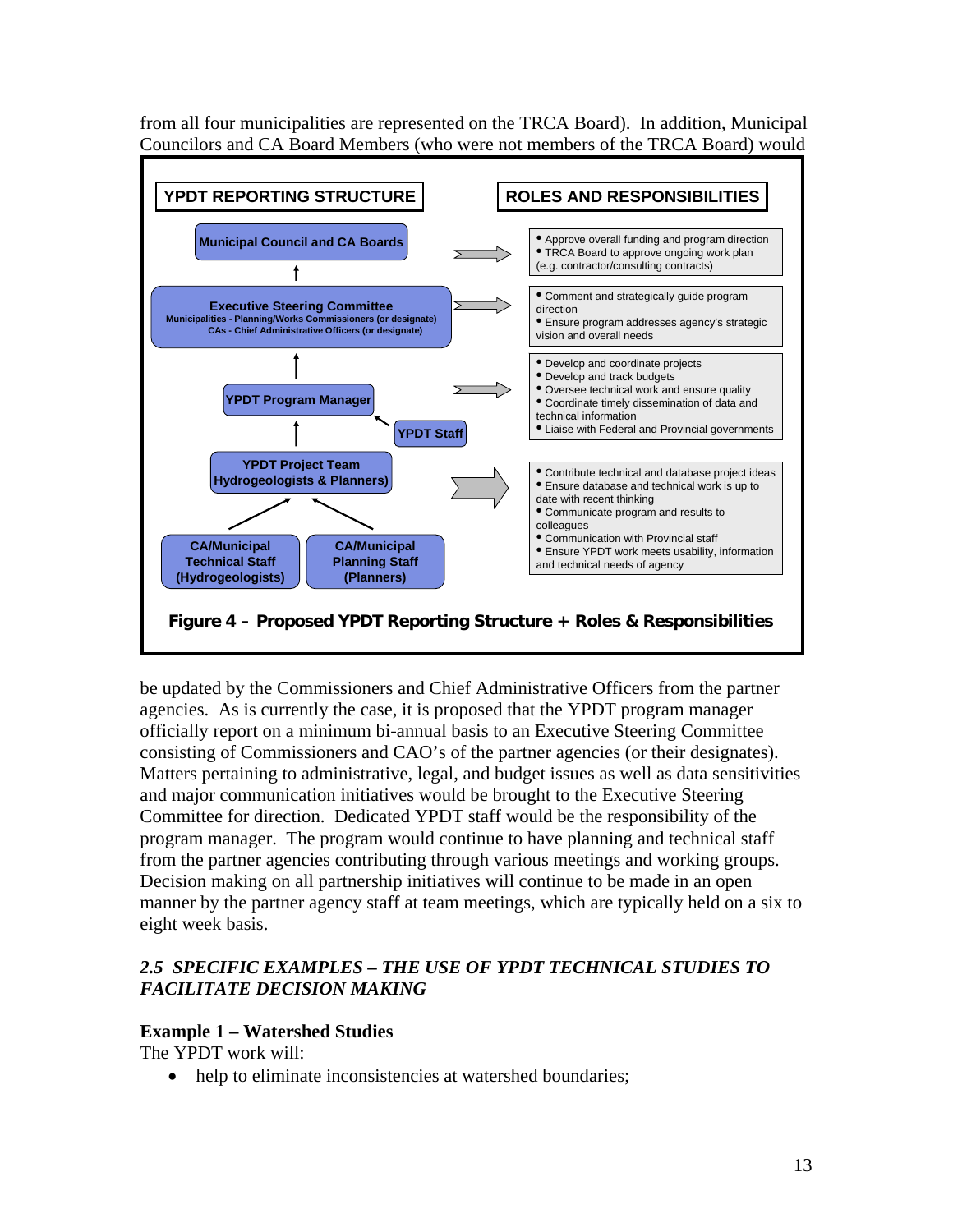from all four municipalities are represented on the TRCA Board). In addition, Municipal Councilors and CA Board Members (who were not members of the TRCA Board) would

| YPDT REPORTING STRUCTURE | ROLES AND RESPONSIBILITIES |
| --- | --- |
| Municipal Council and CA Boards | • Approve overall funding and program direction<br>• TRCA Board to approve ongoing work plan (e.g. contractor/consulting contracts) |
| Executive Steering Committee<br>Municipalities - Planning/Works Commissioners (or designate)<br>CAs - Chief Administrative Officers (or designate) | • Comment and strategically guide program direction<br>• Ensure program addresses agency's strategic vision and overall needs |
| YPDT Program Manager<br>YPDT Staff | • Develop and coordinate projects<br>• Develop and track budgets<br>• Oversee technical work and ensure quality<br>• Coordinate timely dissemination of data and technical information<br>• Liaise with Federal and Provincial governments |
| YPDT Project Team Hydrogeologists & Planners)<br>CA/Municipal Technical Staff (Hydrogeologists)<br>CA/Municipal Planning Staff (Planners) | • Contribute technical and database project ideas<br>• Ensure database and technical work is up to date with recent thinking<br>• Communicate program and results to colleagues<br>• Communication with Provincial staff<br>• Ensure YPDT work meets usability, information and technical needs of agency |

**Figure 4 – Proposed YPDT Reporting Structure + Roles & Responsibilities**

be updated by the Commissioners and Chief Administrative Officers from the partner agencies. As is currently the case, it is proposed that the YPDT program manager officially report on a minimum bi-annual basis to an Executive Steering Committee consisting of Commissioners and CAO's of the partner agencies (or their designates). Matters pertaining to administrative, legal, and budget issues as well as data sensitivities and major communication initiatives would be brought to the Executive Steering Committee for direction. Dedicated YPDT staff would be the responsibility of the program manager. The program would continue to have planning and technical staff from the partner agencies contributing through various meetings and working groups. Decision making on all partnership initiatives will continue to be made in an open manner by the partner agency staff at team meetings, which are typically held on a six to eight week basis.

## *2.5 SPECIFIC EXAMPLES – THE USE OF YPDT TECHNICAL STUDIES TO FACILITATE DECISION MAKING*

**Example 1 – Watershed Studies**

The YPDT work will:

- help to eliminate inconsistencies at watershed boundaries;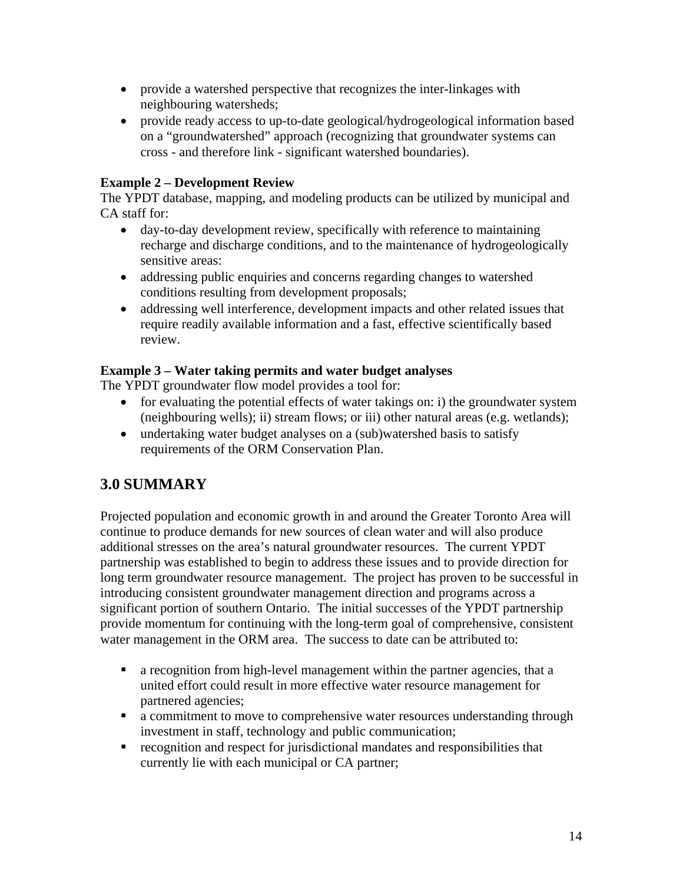- provide a watershed perspective that recognizes the inter-linkages with neighbouring watersheds;
- provide ready access to up-to-date geological/hydrogeological information based on a "groundwatershed" approach (recognizing that groundwater systems can cross - and therefore link - significant watershed boundaries).

**Example 2 – Development Review**
The YPDT database, mapping, and modeling products can be utilized by municipal and CA staff for:

- day-to-day development review, specifically with reference to maintaining recharge and discharge conditions, and to the maintenance of hydrogeologically sensitive areas:
- addressing public enquiries and concerns regarding changes to watershed conditions resulting from development proposals;
- addressing well interference, development impacts and other related issues that require readily available information and a fast, effective scientifically based review.

**Example 3 – Water taking permits and water budget analyses**
The YPDT groundwater flow model provides a tool for:

- for evaluating the potential effects of water takings on: i) the groundwater system (neighbouring wells); ii) stream flows; or iii) other natural areas (e.g. wetlands);
- undertaking water budget analyses on a (sub)watershed basis to satisfy requirements of the ORM Conservation Plan.

## 3.0 SUMMARY

Projected population and economic growth in and around the Greater Toronto Area will continue to produce demands for new sources of clean water and will also produce additional stresses on the area's natural groundwater resources. The current YPDT partnership was established to begin to address these issues and to provide direction for long term groundwater resource management. The project has proven to be successful in introducing consistent groundwater management direction and programs across a significant portion of southern Ontario. The initial successes of the YPDT partnership provide momentum for continuing with the long-term goal of comprehensive, consistent water management in the ORM area. The success to date can be attributed to:

- a recognition from high-level management within the partner agencies, that a united effort could result in more effective water resource management for partnered agencies;
- a commitment to move to comprehensive water resources understanding through investment in staff, technology and public communication;
- recognition and respect for jurisdictional mandates and responsibilities that currently lie with each municipal or CA partner;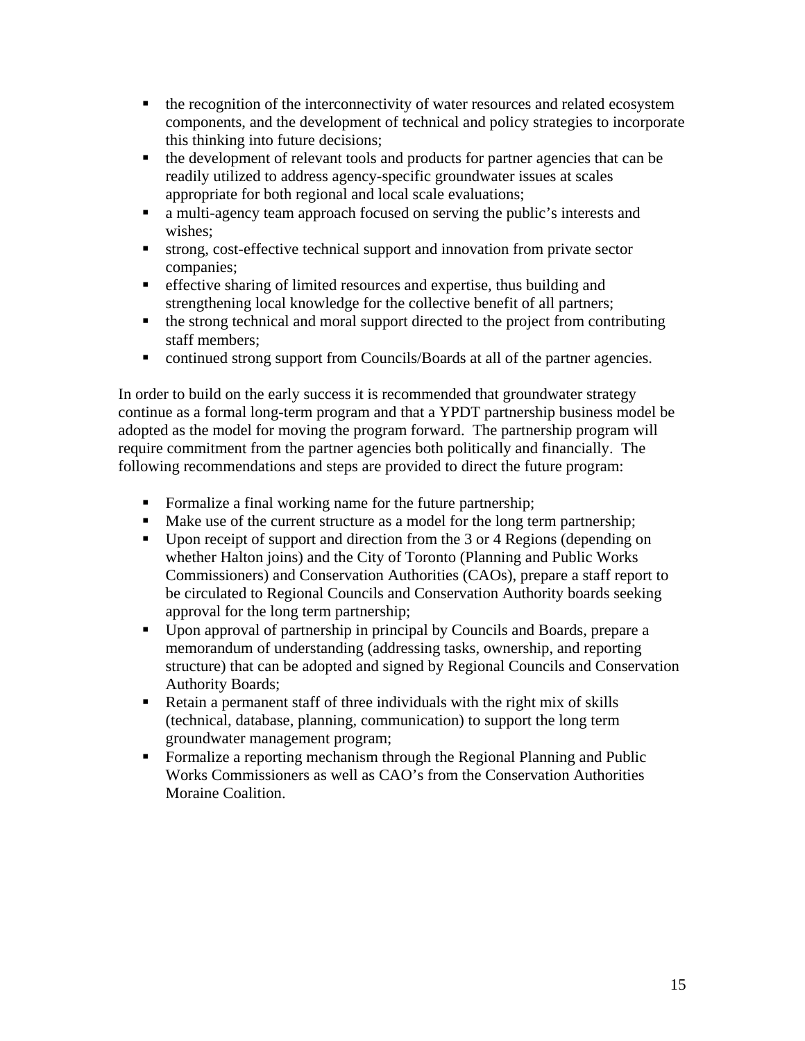- the recognition of the interconnectivity of water resources and related ecosystem components, and the development of technical and policy strategies to incorporate this thinking into future decisions;
- the development of relevant tools and products for partner agencies that can be readily utilized to address agency-specific groundwater issues at scales appropriate for both regional and local scale evaluations;
- a multi-agency team approach focused on serving the public's interests and wishes;
- strong, cost-effective technical support and innovation from private sector companies;
- effective sharing of limited resources and expertise, thus building and strengthening local knowledge for the collective benefit of all partners;
- the strong technical and moral support directed to the project from contributing staff members;
- continued strong support from Councils/Boards at all of the partner agencies.

In order to build on the early success it is recommended that groundwater strategy continue as a formal long-term program and that a YPDT partnership business model be adopted as the model for moving the program forward. The partnership program will require commitment from the partner agencies both politically and financially. The following recommendations and steps are provided to direct the future program:

- Formalize a final working name for the future partnership;
- Make use of the current structure as a model for the long term partnership;
- Upon receipt of support and direction from the 3 or 4 Regions (depending on whether Halton joins) and the City of Toronto (Planning and Public Works Commissioners) and Conservation Authorities (CAOs), prepare a staff report to be circulated to Regional Councils and Conservation Authority boards seeking approval for the long term partnership;
- Upon approval of partnership in principal by Councils and Boards, prepare a memorandum of understanding (addressing tasks, ownership, and reporting structure) that can be adopted and signed by Regional Councils and Conservation Authority Boards;
- Retain a permanent staff of three individuals with the right mix of skills (technical, database, planning, communication) to support the long term groundwater management program;
- Formalize a reporting mechanism through the Regional Planning and Public Works Commissioners as well as CAO's from the Conservation Authorities Moraine Coalition.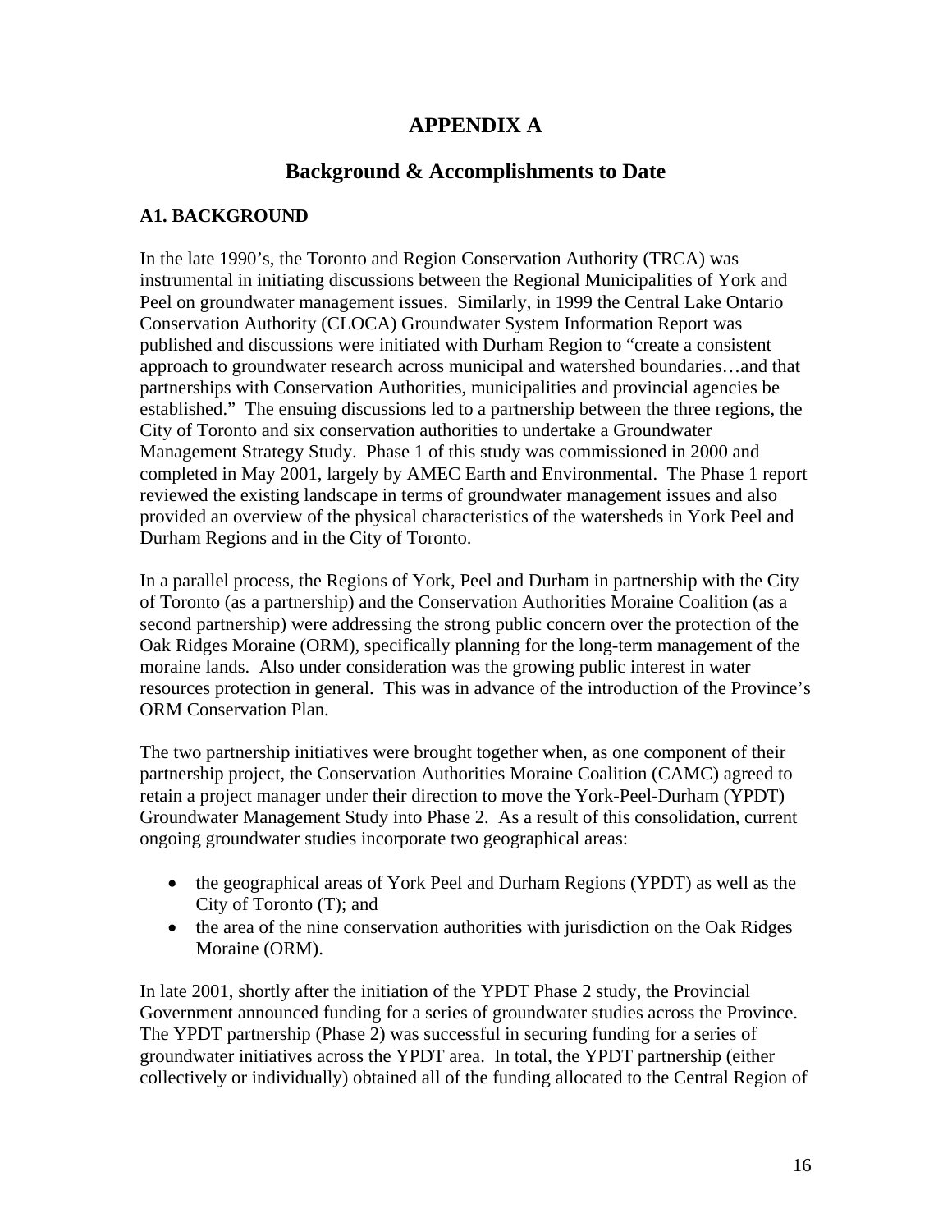# APPENDIX A

## Background & Accomplishments to Date

### A1. BACKGROUND

In the late 1990's, the Toronto and Region Conservation Authority (TRCA) was instrumental in initiating discussions between the Regional Municipalities of York and Peel on groundwater management issues. Similarly, in 1999 the Central Lake Ontario Conservation Authority (CLOCA) Groundwater System Information Report was published and discussions were initiated with Durham Region to "create a consistent approach to groundwater research across municipal and watershed boundaries…and that partnerships with Conservation Authorities, municipalities and provincial agencies be established." The ensuing discussions led to a partnership between the three regions, the City of Toronto and six conservation authorities to undertake a Groundwater Management Strategy Study. Phase 1 of this study was commissioned in 2000 and completed in May 2001, largely by AMEC Earth and Environmental. The Phase 1 report reviewed the existing landscape in terms of groundwater management issues and also provided an overview of the physical characteristics of the watersheds in York Peel and Durham Regions and in the City of Toronto.

In a parallel process, the Regions of York, Peel and Durham in partnership with the City of Toronto (as a partnership) and the Conservation Authorities Moraine Coalition (as a second partnership) were addressing the strong public concern over the protection of the Oak Ridges Moraine (ORM), specifically planning for the long-term management of the moraine lands. Also under consideration was the growing public interest in water resources protection in general. This was in advance of the introduction of the Province's ORM Conservation Plan.

The two partnership initiatives were brought together when, as one component of their partnership project, the Conservation Authorities Moraine Coalition (CAMC) agreed to retain a project manager under their direction to move the York-Peel-Durham (YPDT) Groundwater Management Study into Phase 2. As a result of this consolidation, current ongoing groundwater studies incorporate two geographical areas:

- the geographical areas of York Peel and Durham Regions (YPDT) as well as the City of Toronto (T); and
- the area of the nine conservation authorities with jurisdiction on the Oak Ridges Moraine (ORM).

In late 2001, shortly after the initiation of the YPDT Phase 2 study, the Provincial Government announced funding for a series of groundwater studies across the Province. The YPDT partnership (Phase 2) was successful in securing funding for a series of groundwater initiatives across the YPDT area. In total, the YPDT partnership (either collectively or individually) obtained all of the funding allocated to the Central Region of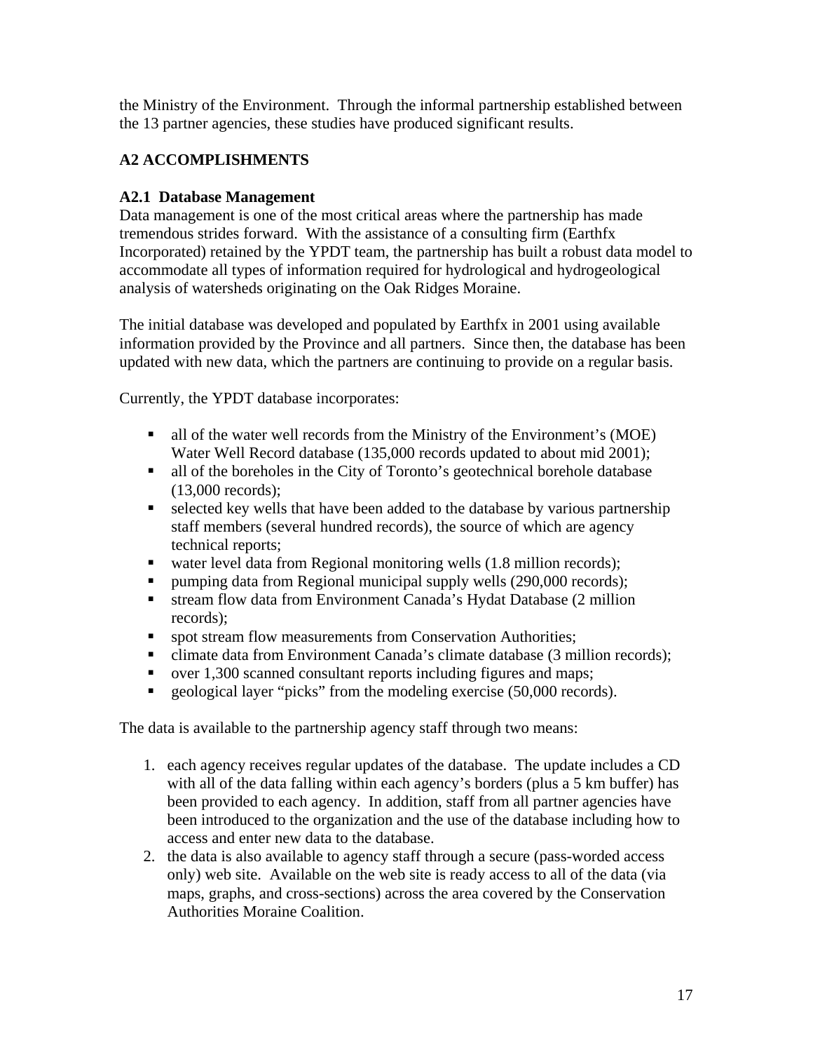the Ministry of the Environment. Through the informal partnership established between the 13 partner agencies, these studies have produced significant results.

## A2 ACCOMPLISHMENTS

### A2.1 Database Management

Data management is one of the most critical areas where the partnership has made tremendous strides forward. With the assistance of a consulting firm (Earthfx Incorporated) retained by the YPDT team, the partnership has built a robust data model to accommodate all types of information required for hydrological and hydrogeological analysis of watersheds originating on the Oak Ridges Moraine.

The initial database was developed and populated by Earthfx in 2001 using available information provided by the Province and all partners. Since then, the database has been updated with new data, which the partners are continuing to provide on a regular basis.

Currently, the YPDT database incorporates:

- all of the water well records from the Ministry of the Environment's (MOE) Water Well Record database (135,000 records updated to about mid 2001);
- all of the boreholes in the City of Toronto's geotechnical borehole database (13,000 records);
- selected key wells that have been added to the database by various partnership staff members (several hundred records), the source of which are agency technical reports;
- water level data from Regional monitoring wells (1.8 million records);
- pumping data from Regional municipal supply wells (290,000 records);
- stream flow data from Environment Canada's Hydat Database (2 million records);
- spot stream flow measurements from Conservation Authorities;
- climate data from Environment Canada's climate database (3 million records);
- over 1,300 scanned consultant reports including figures and maps;
- geological layer "picks" from the modeling exercise (50,000 records).

The data is available to the partnership agency staff through two means:

1. each agency receives regular updates of the database. The update includes a CD with all of the data falling within each agency's borders (plus a 5 km buffer) has been provided to each agency. In addition, staff from all partner agencies have been introduced to the organization and the use of the database including how to access and enter new data to the database.
2. the data is also available to agency staff through a secure (pass-worded access only) web site. Available on the web site is ready access to all of the data (via maps, graphs, and cross-sections) across the area covered by the Conservation Authorities Moraine Coalition.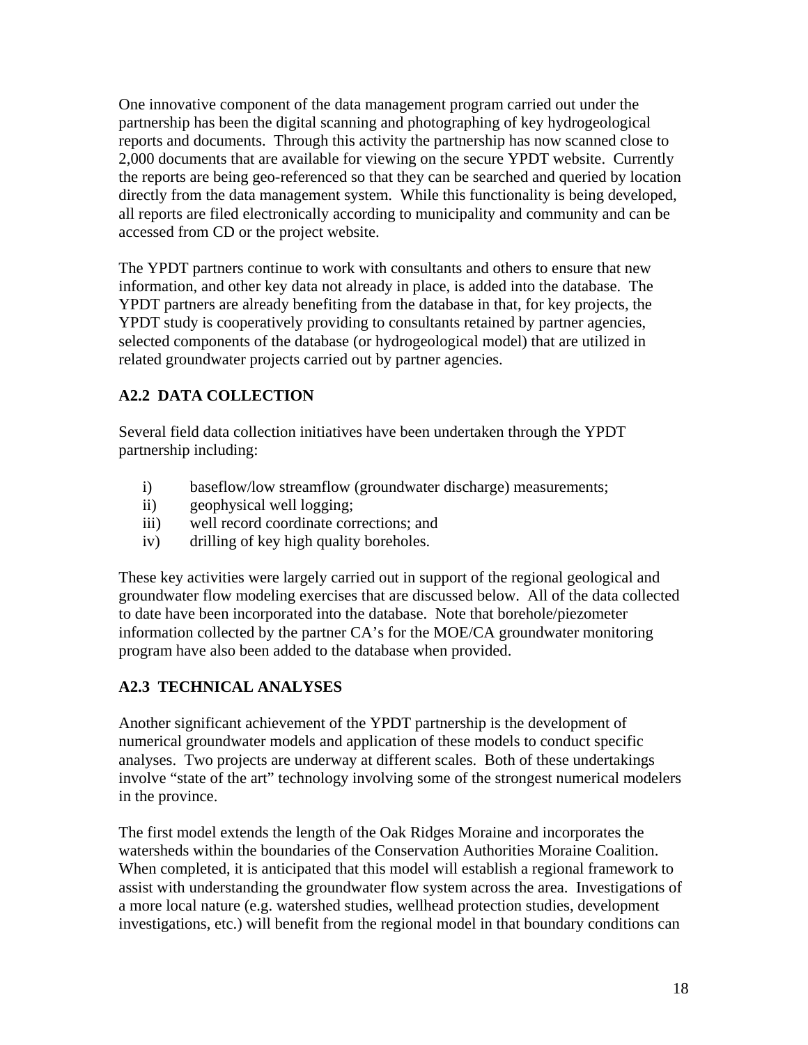One innovative component of the data management program carried out under the partnership has been the digital scanning and photographing of key hydrogeological reports and documents. Through this activity the partnership has now scanned close to 2,000 documents that are available for viewing on the secure YPDT website. Currently the reports are being geo-referenced so that they can be searched and queried by location directly from the data management system. While this functionality is being developed, all reports are filed electronically according to municipality and community and can be accessed from CD or the project website.

The YPDT partners continue to work with consultants and others to ensure that new information, and other key data not already in place, is added into the database. The YPDT partners are already benefiting from the database in that, for key projects, the YPDT study is cooperatively providing to consultants retained by partner agencies, selected components of the database (or hydrogeological model) that are utilized in related groundwater projects carried out by partner agencies.

### A2.2 DATA COLLECTION

Several field data collection initiatives have been undertaken through the YPDT partnership including:

i) baseflow/low streamflow (groundwater discharge) measurements;
ii) geophysical well logging;
iii) well record coordinate corrections; and
iv) drilling of key high quality boreholes.

These key activities were largely carried out in support of the regional geological and groundwater flow modeling exercises that are discussed below. All of the data collected to date have been incorporated into the database. Note that borehole/piezometer information collected by the partner CA's for the MOE/CA groundwater monitoring program have also been added to the database when provided.

### A2.3 TECHNICAL ANALYSES

Another significant achievement of the YPDT partnership is the development of numerical groundwater models and application of these models to conduct specific analyses. Two projects are underway at different scales. Both of these undertakings involve "state of the art" technology involving some of the strongest numerical modelers in the province.

The first model extends the length of the Oak Ridges Moraine and incorporates the watersheds within the boundaries of the Conservation Authorities Moraine Coalition. When completed, it is anticipated that this model will establish a regional framework to assist with understanding the groundwater flow system across the area. Investigations of a more local nature (e.g. watershed studies, wellhead protection studies, development investigations, etc.) will benefit from the regional model in that boundary conditions can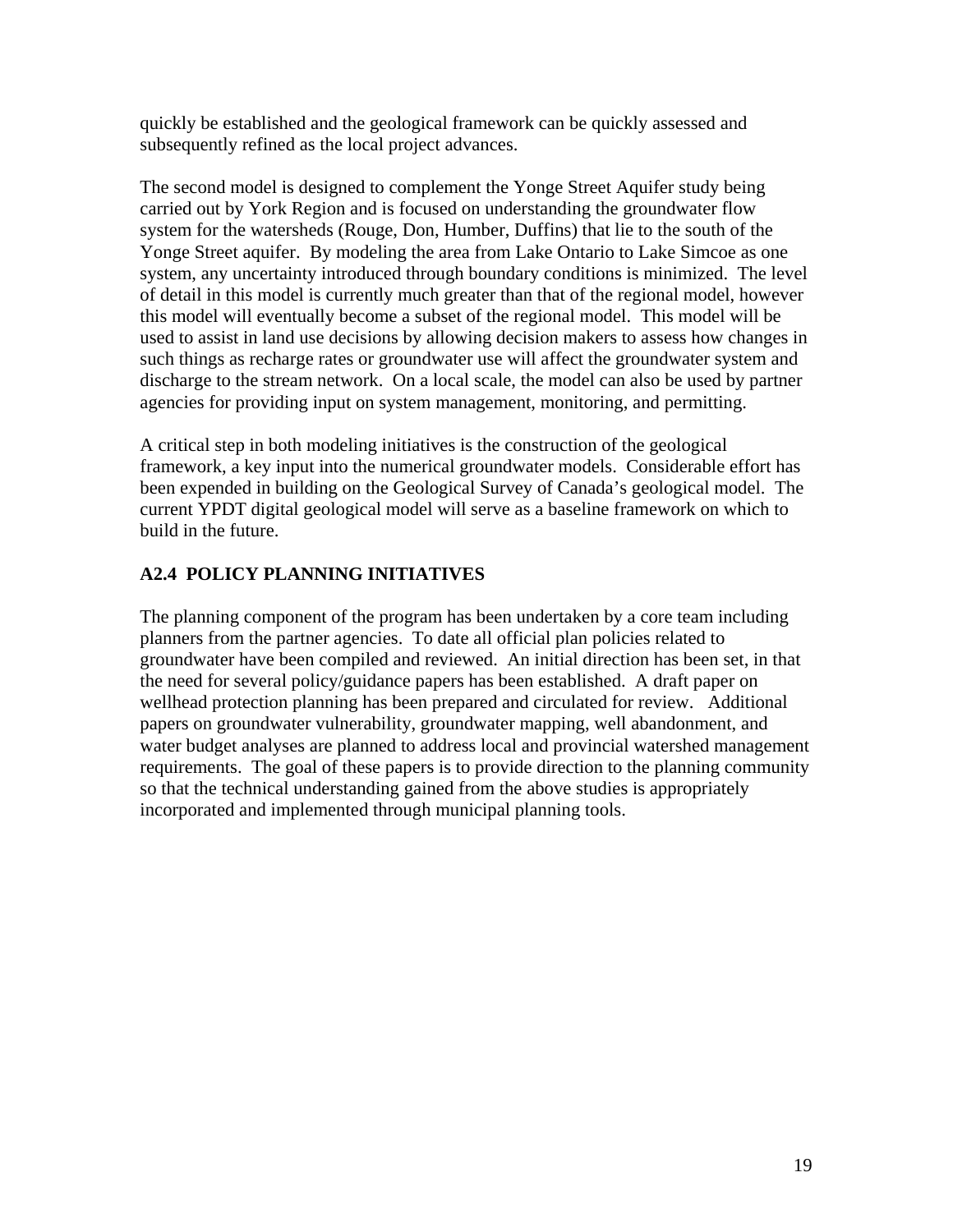quickly be established and the geological framework can be quickly assessed and subsequently refined as the local project advances.

The second model is designed to complement the Yonge Street Aquifer study being carried out by York Region and is focused on understanding the groundwater flow system for the watersheds (Rouge, Don, Humber, Duffins) that lie to the south of the Yonge Street aquifer. By modeling the area from Lake Ontario to Lake Simcoe as one system, any uncertainty introduced through boundary conditions is minimized. The level of detail in this model is currently much greater than that of the regional model, however this model will eventually become a subset of the regional model. This model will be used to assist in land use decisions by allowing decision makers to assess how changes in such things as recharge rates or groundwater use will affect the groundwater system and discharge to the stream network. On a local scale, the model can also be used by partner agencies for providing input on system management, monitoring, and permitting.

A critical step in both modeling initiatives is the construction of the geological framework, a key input into the numerical groundwater models. Considerable effort has been expended in building on the Geological Survey of Canada's geological model. The current YPDT digital geological model will serve as a baseline framework on which to build in the future.

## A2.4 POLICY PLANNING INITIATIVES

The planning component of the program has been undertaken by a core team including planners from the partner agencies. To date all official plan policies related to groundwater have been compiled and reviewed. An initial direction has been set, in that the need for several policy/guidance papers has been established. A draft paper on wellhead protection planning has been prepared and circulated for review. Additional papers on groundwater vulnerability, groundwater mapping, well abandonment, and water budget analyses are planned to address local and provincial watershed management requirements. The goal of these papers is to provide direction to the planning community so that the technical understanding gained from the above studies is appropriately incorporated and implemented through municipal planning tools.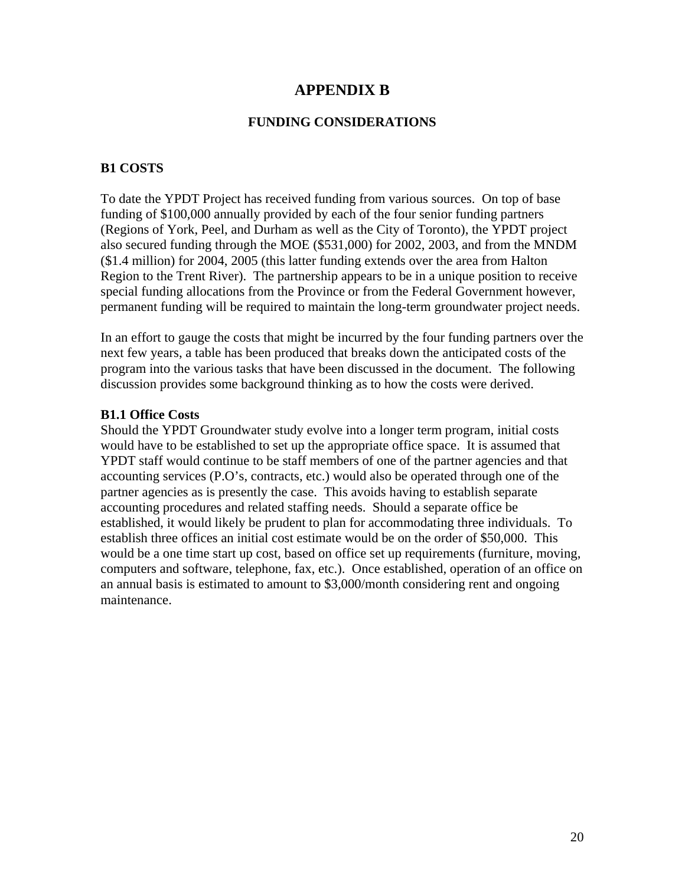# APPENDIX B

## FUNDING CONSIDERATIONS

### B1 COSTS

To date the YPDT Project has received funding from various sources. On top of base funding of $100,000 annually provided by each of the four senior funding partners (Regions of York, Peel, and Durham as well as the City of Toronto), the YPDT project also secured funding through the MOE ($531,000) for 2002, 2003, and from the MNDM ($1.4 million) for 2004, 2005 (this latter funding extends over the area from Halton Region to the Trent River). The partnership appears to be in a unique position to receive special funding allocations from the Province or from the Federal Government however, permanent funding will be required to maintain the long-term groundwater project needs.

In an effort to gauge the costs that might be incurred by the four funding partners over the next few years, a table has been produced that breaks down the anticipated costs of the program into the various tasks that have been discussed in the document. The following discussion provides some background thinking as to how the costs were derived.

#### B1.1 Office Costs

Should the YPDT Groundwater study evolve into a longer term program, initial costs would have to be established to set up the appropriate office space. It is assumed that YPDT staff would continue to be staff members of one of the partner agencies and that accounting services (P.O's, contracts, etc.) would also be operated through one of the partner agencies as is presently the case. This avoids having to establish separate accounting procedures and related staffing needs. Should a separate office be established, it would likely be prudent to plan for accommodating three individuals. To establish three offices an initial cost estimate would be on the order of $50,000. This would be a one time start up cost, based on office set up requirements (furniture, moving, computers and software, telephone, fax, etc.). Once established, operation of an office on an annual basis is estimated to amount to $3,000/month considering rent and ongoing maintenance.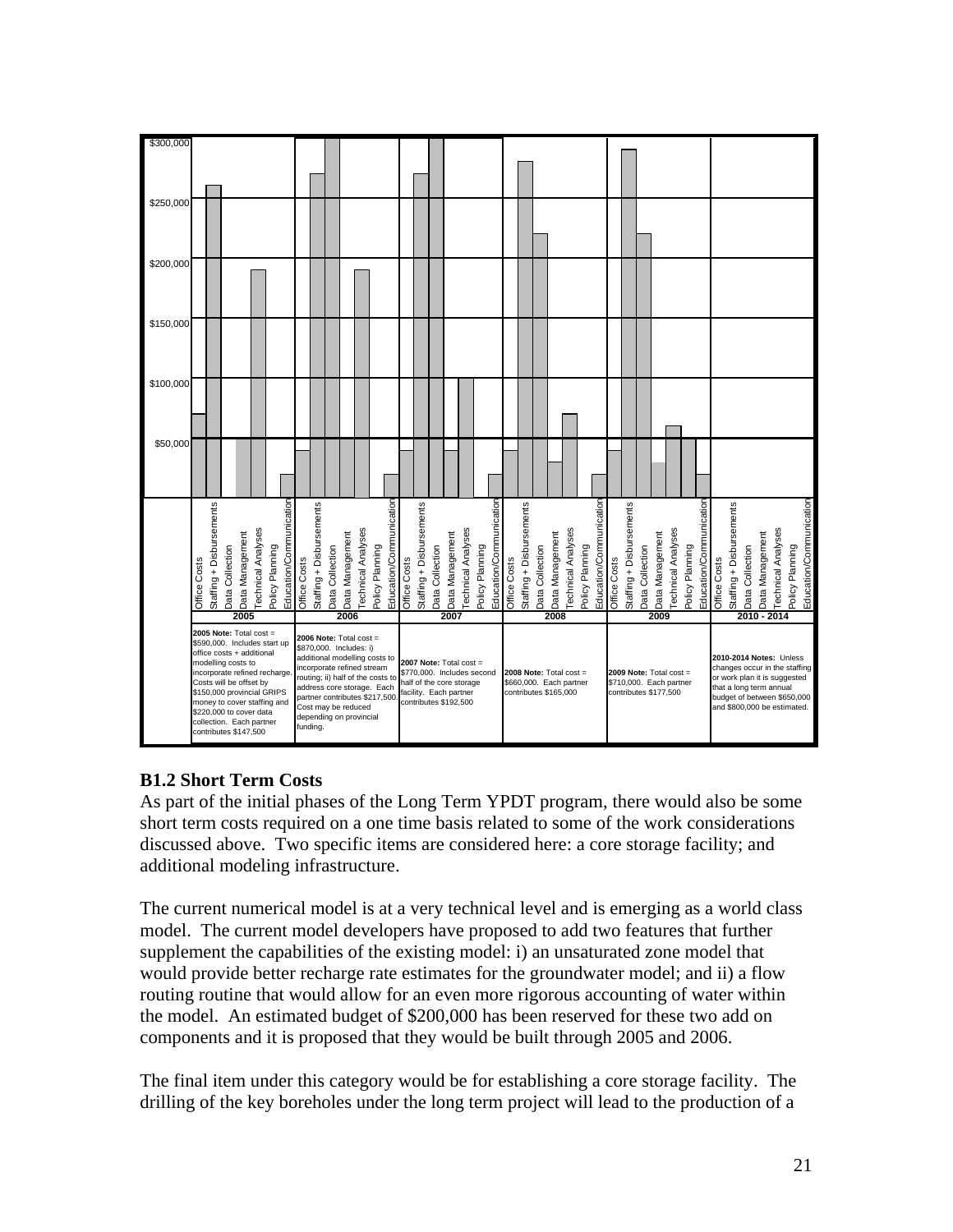| | 2005 | 2006 | 2007 | 2008 | 2009 | 2010 - 2014 |
|---|---|---|---|---|---|---|
| | **2005 Note:** Total cost = $590,000. Includes start up office costs + additional modelling costs to incorporate refined recharge. Costs will be offset by $150,000 provincial GRIPS money to cover staffing and $220,000 to cover data collection. Each partner contributes $147,500 | **2006 Note:** Total cost = $870,000. Includes: i) additional modelling costs to incorporate refined stream routing; ii) half of the costs to address core storage. Each partner contributes $217,500. Cost may be reduced depending on provincial funding. | **2007 Note:** Total cost = $770,000. Includes second half of the core storage facility. Each partner contributes $192,500 | **2008 Note:** Total cost = $660,000. Each partner contributes $165,000 | **2009 Note:** Total cost = $710,000. Each partner contributes $177,500 | **2010-2014 Notes:** Unless changes occur in the staffing or work plan it is suggested that a long term annual budget of between $650,000 and $800,000 be estimated. |

### B1.2 Short Term Costs

As part of the initial phases of the Long Term YPDT program, there would also be some short term costs required on a one time basis related to some of the work considerations discussed above. Two specific items are considered here: a core storage facility; and additional modeling infrastructure.

The current numerical model is at a very technical level and is emerging as a world class model. The current model developers have proposed to add two features that further supplement the capabilities of the existing model: i) an unsaturated zone model that would provide better recharge rate estimates for the groundwater model; and ii) a flow routing routine that would allow for an even more rigorous accounting of water within the model. An estimated budget of $200,000 has been reserved for these two add on components and it is proposed that they would be built through 2005 and 2006.

The final item under this category would be for establishing a core storage facility. The drilling of the key boreholes under the long term project will lead to the production of a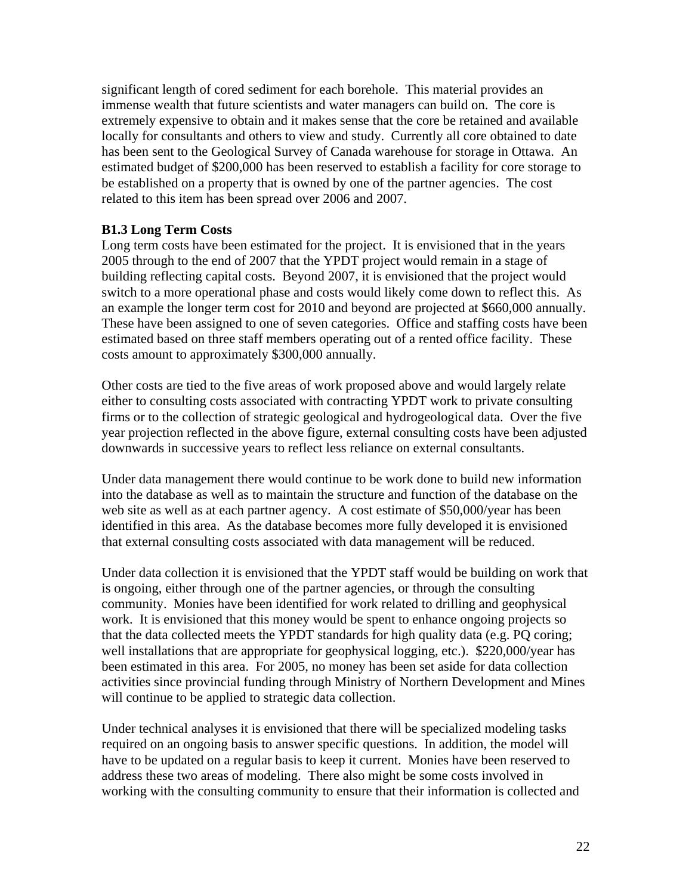significant length of cored sediment for each borehole. This material provides an immense wealth that future scientists and water managers can build on. The core is extremely expensive to obtain and it makes sense that the core be retained and available locally for consultants and others to view and study. Currently all core obtained to date has been sent to the Geological Survey of Canada warehouse for storage in Ottawa. An estimated budget of $200,000 has been reserved to establish a facility for core storage to be established on a property that is owned by one of the partner agencies. The cost related to this item has been spread over 2006 and 2007.

### B1.3 Long Term Costs

Long term costs have been estimated for the project. It is envisioned that in the years 2005 through to the end of 2007 that the YPDT project would remain in a stage of building reflecting capital costs. Beyond 2007, it is envisioned that the project would switch to a more operational phase and costs would likely come down to reflect this. As an example the longer term cost for 2010 and beyond are projected at $660,000 annually. These have been assigned to one of seven categories. Office and staffing costs have been estimated based on three staff members operating out of a rented office facility. These costs amount to approximately $300,000 annually.

Other costs are tied to the five areas of work proposed above and would largely relate either to consulting costs associated with contracting YPDT work to private consulting firms or to the collection of strategic geological and hydrogeological data. Over the five year projection reflected in the above figure, external consulting costs have been adjusted downwards in successive years to reflect less reliance on external consultants.

Under data management there would continue to be work done to build new information into the database as well as to maintain the structure and function of the database on the web site as well as at each partner agency. A cost estimate of $50,000/year has been identified in this area. As the database becomes more fully developed it is envisioned that external consulting costs associated with data management will be reduced.

Under data collection it is envisioned that the YPDT staff would be building on work that is ongoing, either through one of the partner agencies, or through the consulting community. Monies have been identified for work related to drilling and geophysical work. It is envisioned that this money would be spent to enhance ongoing projects so that the data collected meets the YPDT standards for high quality data (e.g. PQ coring; well installations that are appropriate for geophysical logging, etc.). $220,000/year has been estimated in this area. For 2005, no money has been set aside for data collection activities since provincial funding through Ministry of Northern Development and Mines will continue to be applied to strategic data collection.

Under technical analyses it is envisioned that there will be specialized modeling tasks required on an ongoing basis to answer specific questions. In addition, the model will have to be updated on a regular basis to keep it current. Monies have been reserved to address these two areas of modeling. There also might be some costs involved in working with the consulting community to ensure that their information is collected and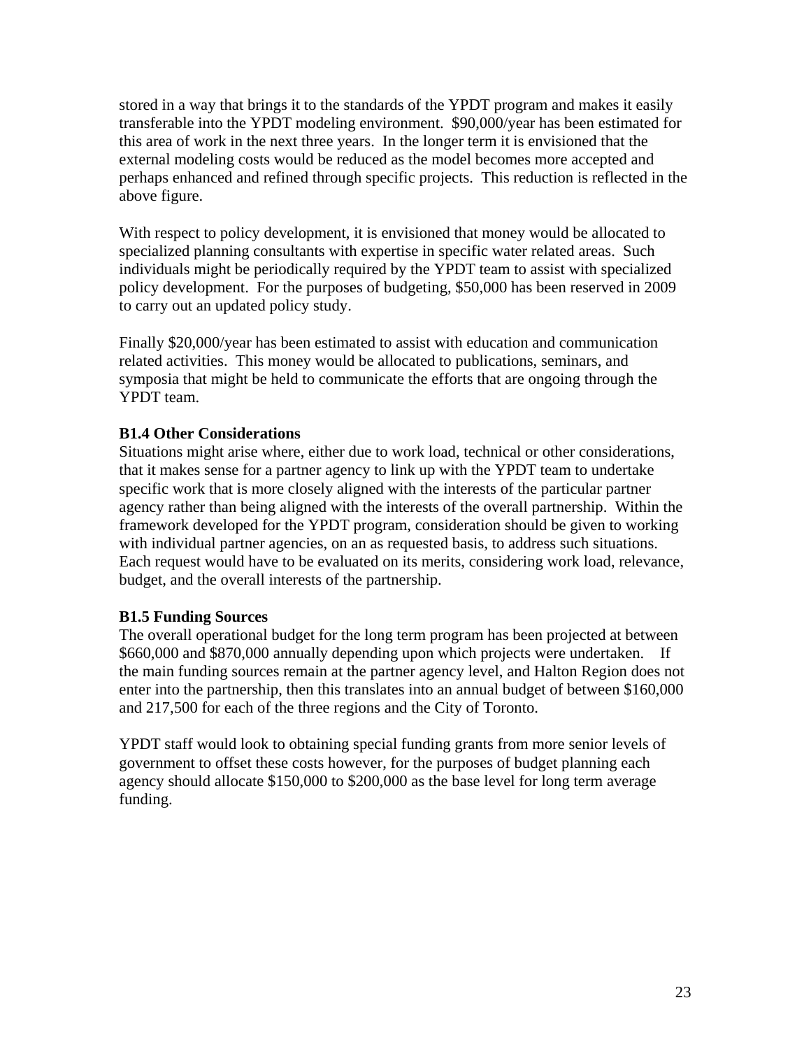stored in a way that brings it to the standards of the YPDT program and makes it easily transferable into the YPDT modeling environment. $90,000/year has been estimated for this area of work in the next three years. In the longer term it is envisioned that the external modeling costs would be reduced as the model becomes more accepted and perhaps enhanced and refined through specific projects. This reduction is reflected in the above figure.

With respect to policy development, it is envisioned that money would be allocated to specialized planning consultants with expertise in specific water related areas. Such individuals might be periodically required by the YPDT team to assist with specialized policy development. For the purposes of budgeting, $50,000 has been reserved in 2009 to carry out an updated policy study.

Finally $20,000/year has been estimated to assist with education and communication related activities. This money would be allocated to publications, seminars, and symposia that might be held to communicate the efforts that are ongoing through the YPDT team.

**B1.4 Other Considerations**

Situations might arise where, either due to work load, technical or other considerations, that it makes sense for a partner agency to link up with the YPDT team to undertake specific work that is more closely aligned with the interests of the particular partner agency rather than being aligned with the interests of the overall partnership. Within the framework developed for the YPDT program, consideration should be given to working with individual partner agencies, on an as requested basis, to address such situations. Each request would have to be evaluated on its merits, considering work load, relevance, budget, and the overall interests of the partnership.

**B1.5 Funding Sources**

The overall operational budget for the long term program has been projected at between $660,000 and $870,000 annually depending upon which projects were undertaken. If the main funding sources remain at the partner agency level, and Halton Region does not enter into the partnership, then this translates into an annual budget of between $160,000 and 217,500 for each of the three regions and the City of Toronto.

YPDT staff would look to obtaining special funding grants from more senior levels of government to offset these costs however, for the purposes of budget planning each agency should allocate $150,000 to $200,000 as the base level for long term average funding.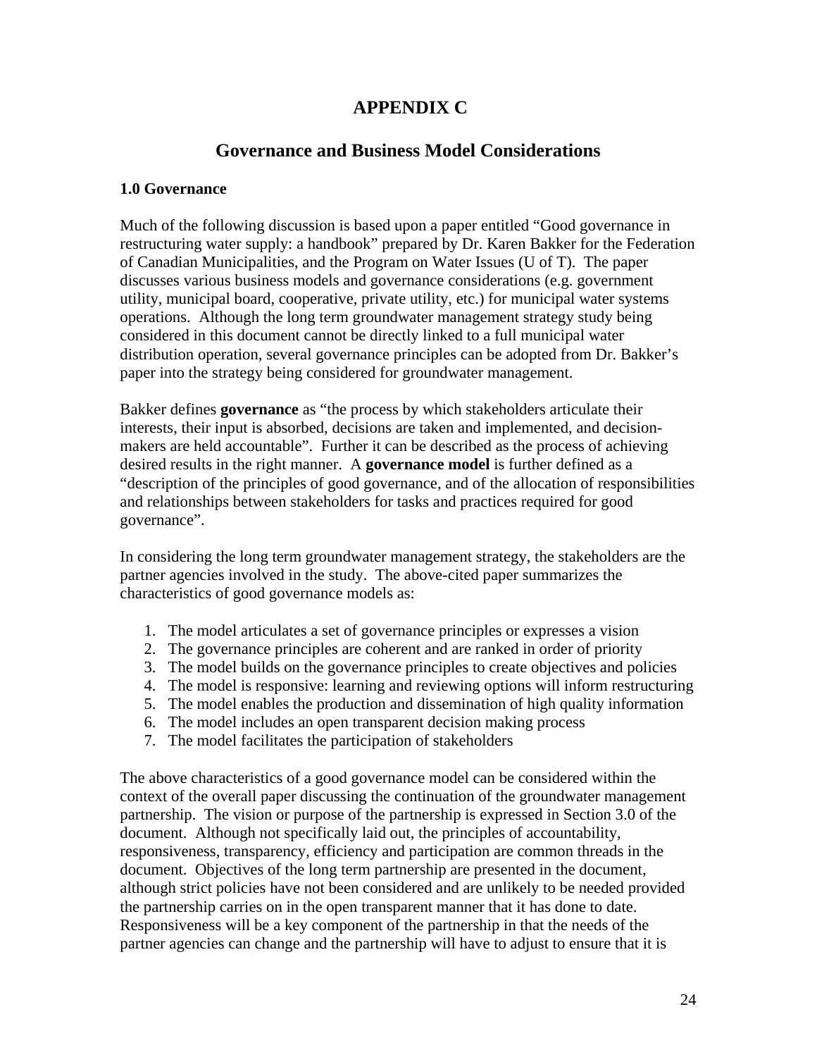# APPENDIX C

## Governance and Business Model Considerations

### 1.0 Governance

Much of the following discussion is based upon a paper entitled "Good governance in restructuring water supply: a handbook" prepared by Dr. Karen Bakker for the Federation of Canadian Municipalities, and the Program on Water Issues (U of T). The paper discusses various business models and governance considerations (e.g. government utility, municipal board, cooperative, private utility, etc.) for municipal water systems operations. Although the long term groundwater management strategy study being considered in this document cannot be directly linked to a full municipal water distribution operation, several governance principles can be adopted from Dr. Bakker's paper into the strategy being considered for groundwater management.

Bakker defines **governance** as "the process by which stakeholders articulate their interests, their input is absorbed, decisions are taken and implemented, and decision-makers are held accountable". Further it can be described as the process of achieving desired results in the right manner. A **governance model** is further defined as a "description of the principles of good governance, and of the allocation of responsibilities and relationships between stakeholders for tasks and practices required for good governance".

In considering the long term groundwater management strategy, the stakeholders are the partner agencies involved in the study. The above-cited paper summarizes the characteristics of good governance models as:

1. The model articulates a set of governance principles or expresses a vision
2. The governance principles are coherent and are ranked in order of priority
3. The model builds on the governance principles to create objectives and policies
4. The model is responsive: learning and reviewing options will inform restructuring
5. The model enables the production and dissemination of high quality information
6. The model includes an open transparent decision making process
7. The model facilitates the participation of stakeholders

The above characteristics of a good governance model can be considered within the context of the overall paper discussing the continuation of the groundwater management partnership. The vision or purpose of the partnership is expressed in Section 3.0 of the document. Although not specifically laid out, the principles of accountability, responsiveness, transparency, efficiency and participation are common threads in the document. Objectives of the long term partnership are presented in the document, although strict policies have not been considered and are unlikely to be needed provided the partnership carries on in the open transparent manner that it has done to date. Responsiveness will be a key component of the partnership in that the needs of the partner agencies can change and the partnership will have to adjust to ensure that it is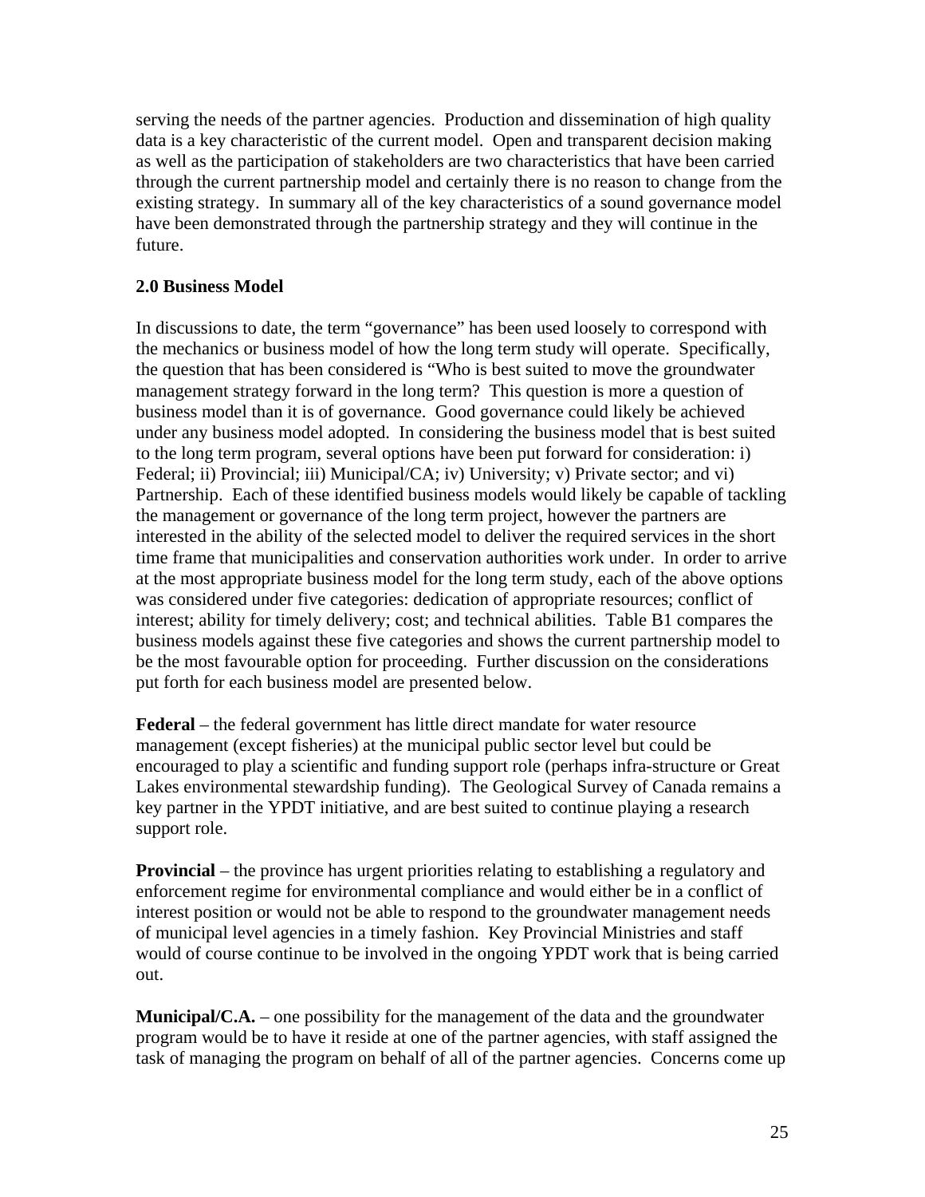serving the needs of the partner agencies. Production and dissemination of high quality data is a key characteristic of the current model. Open and transparent decision making as well as the participation of stakeholders are two characteristics that have been carried through the current partnership model and certainly there is no reason to change from the existing strategy. In summary all of the key characteristics of a sound governance model have been demonstrated through the partnership strategy and they will continue in the future.

## 2.0 Business Model

In discussions to date, the term "governance" has been used loosely to correspond with the mechanics or business model of how the long term study will operate. Specifically, the question that has been considered is "Who is best suited to move the groundwater management strategy forward in the long term? This question is more a question of business model than it is of governance. Good governance could likely be achieved under any business model adopted. In considering the business model that is best suited to the long term program, several options have been put forward for consideration: i) Federal; ii) Provincial; iii) Municipal/CA; iv) University; v) Private sector; and vi) Partnership. Each of these identified business models would likely be capable of tackling the management or governance of the long term project, however the partners are interested in the ability of the selected model to deliver the required services in the short time frame that municipalities and conservation authorities work under. In order to arrive at the most appropriate business model for the long term study, each of the above options was considered under five categories: dedication of appropriate resources; conflict of interest; ability for timely delivery; cost; and technical abilities. Table B1 compares the business models against these five categories and shows the current partnership model to be the most favourable option for proceeding. Further discussion on the considerations put forth for each business model are presented below.

**Federal** – the federal government has little direct mandate for water resource management (except fisheries) at the municipal public sector level but could be encouraged to play a scientific and funding support role (perhaps infra-structure or Great Lakes environmental stewardship funding). The Geological Survey of Canada remains a key partner in the YPDT initiative, and are best suited to continue playing a research support role.

**Provincial** – the province has urgent priorities relating to establishing a regulatory and enforcement regime for environmental compliance and would either be in a conflict of interest position or would not be able to respond to the groundwater management needs of municipal level agencies in a timely fashion. Key Provincial Ministries and staff would of course continue to be involved in the ongoing YPDT work that is being carried out.

**Municipal/C.A.** – one possibility for the management of the data and the groundwater program would be to have it reside at one of the partner agencies, with staff assigned the task of managing the program on behalf of all of the partner agencies. Concerns come up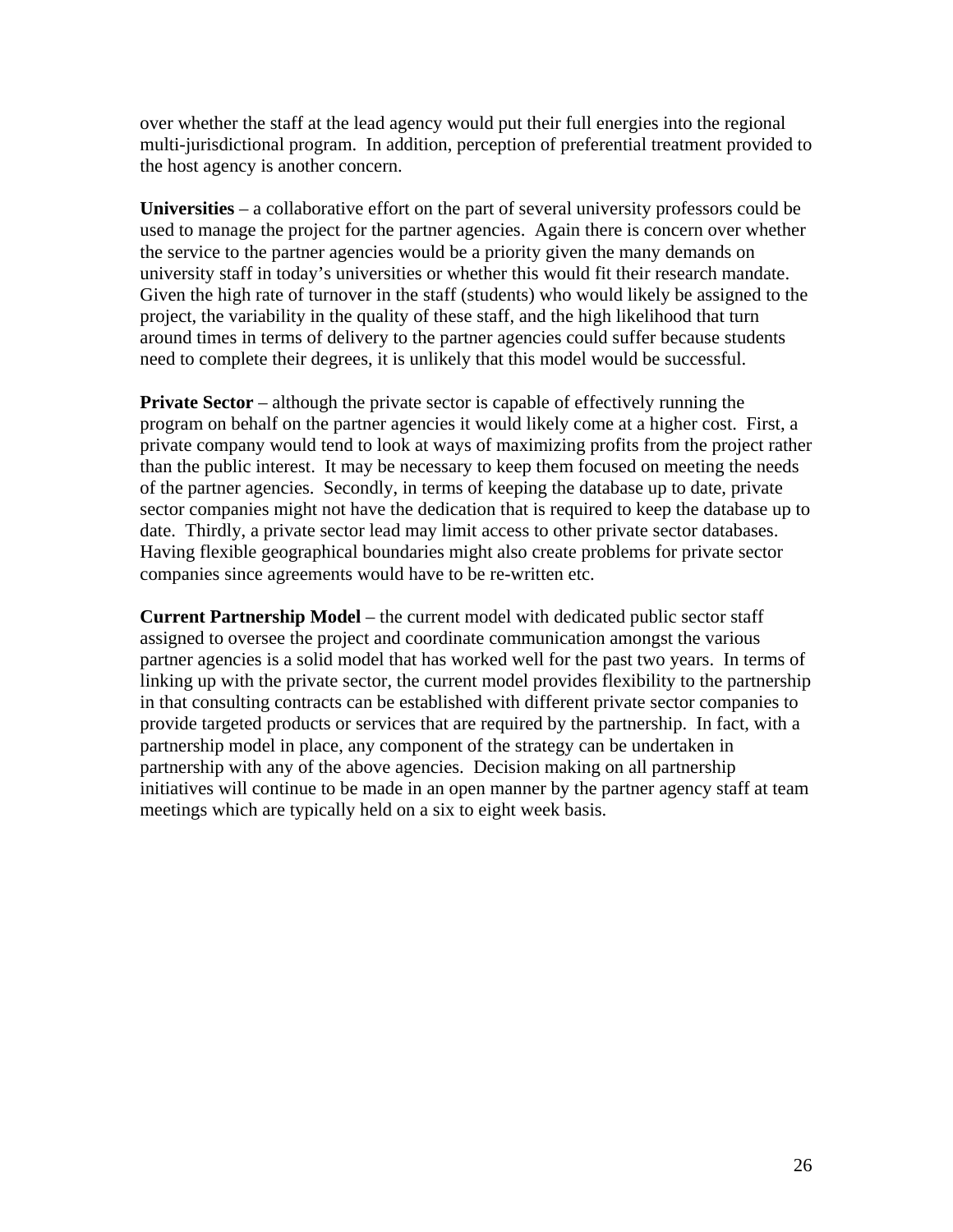over whether the staff at the lead agency would put their full energies into the regional multi-jurisdictional program. In addition, perception of preferential treatment provided to the host agency is another concern.

**Universities** – a collaborative effort on the part of several university professors could be used to manage the project for the partner agencies. Again there is concern over whether the service to the partner agencies would be a priority given the many demands on university staff in today's universities or whether this would fit their research mandate. Given the high rate of turnover in the staff (students) who would likely be assigned to the project, the variability in the quality of these staff, and the high likelihood that turn around times in terms of delivery to the partner agencies could suffer because students need to complete their degrees, it is unlikely that this model would be successful.

**Private Sector** – although the private sector is capable of effectively running the program on behalf on the partner agencies it would likely come at a higher cost. First, a private company would tend to look at ways of maximizing profits from the project rather than the public interest. It may be necessary to keep them focused on meeting the needs of the partner agencies. Secondly, in terms of keeping the database up to date, private sector companies might not have the dedication that is required to keep the database up to date. Thirdly, a private sector lead may limit access to other private sector databases. Having flexible geographical boundaries might also create problems for private sector companies since agreements would have to be re-written etc.

**Current Partnership Model** – the current model with dedicated public sector staff assigned to oversee the project and coordinate communication amongst the various partner agencies is a solid model that has worked well for the past two years. In terms of linking up with the private sector, the current model provides flexibility to the partnership in that consulting contracts can be established with different private sector companies to provide targeted products or services that are required by the partnership. In fact, with a partnership model in place, any component of the strategy can be undertaken in partnership with any of the above agencies. Decision making on all partnership initiatives will continue to be made in an open manner by the partner agency staff at team meetings which are typically held on a six to eight week basis.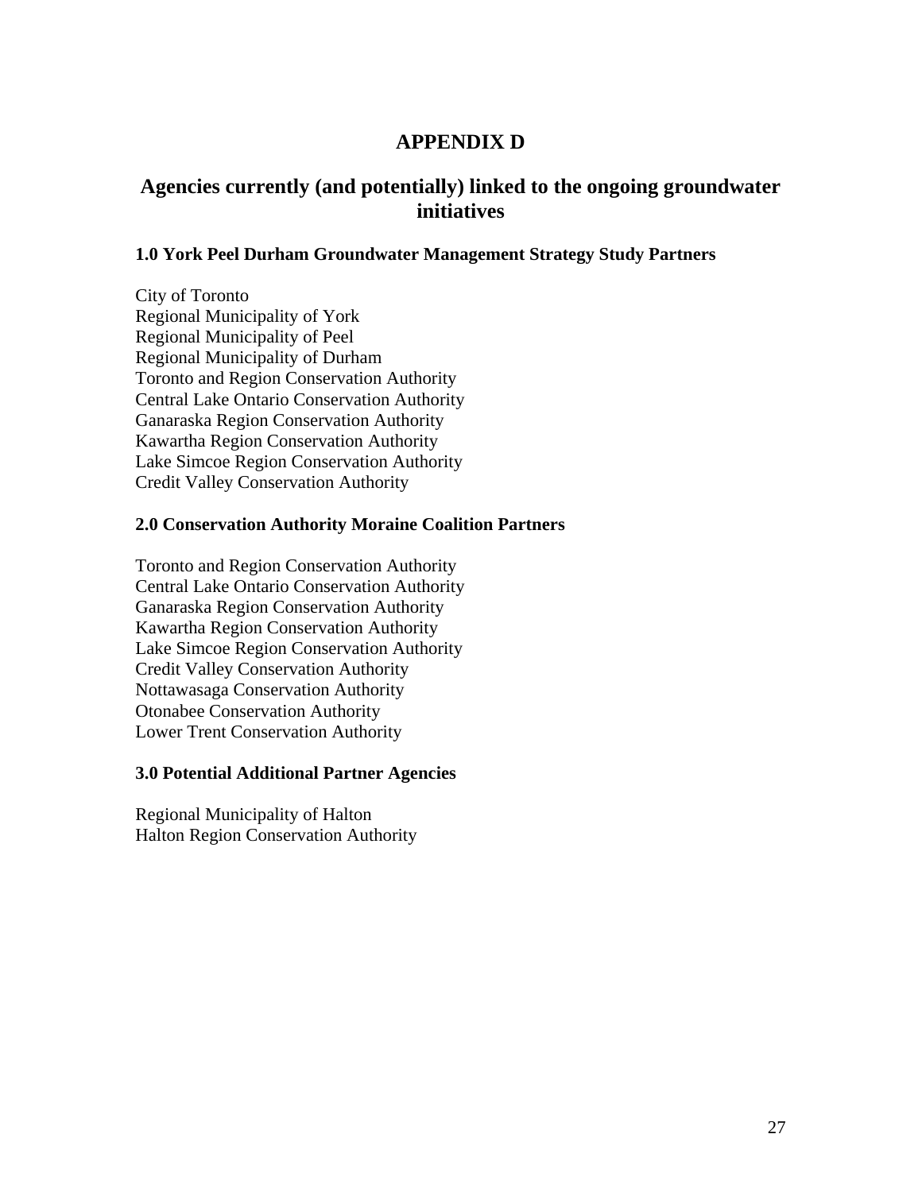# APPENDIX D

## Agencies currently (and potentially) linked to the ongoing groundwater initiatives

### 1.0 York Peel Durham Groundwater Management Strategy Study Partners

City of Toronto
Regional Municipality of York
Regional Municipality of Peel
Regional Municipality of Durham
Toronto and Region Conservation Authority
Central Lake Ontario Conservation Authority
Ganaraska Region Conservation Authority
Kawartha Region Conservation Authority
Lake Simcoe Region Conservation Authority
Credit Valley Conservation Authority

### 2.0 Conservation Authority Moraine Coalition Partners

Toronto and Region Conservation Authority
Central Lake Ontario Conservation Authority
Ganaraska Region Conservation Authority
Kawartha Region Conservation Authority
Lake Simcoe Region Conservation Authority
Credit Valley Conservation Authority
Nottawasaga Conservation Authority
Otonabee Conservation Authority
Lower Trent Conservation Authority

### 3.0 Potential Additional Partner Agencies

Regional Municipality of Halton
Halton Region Conservation Authority